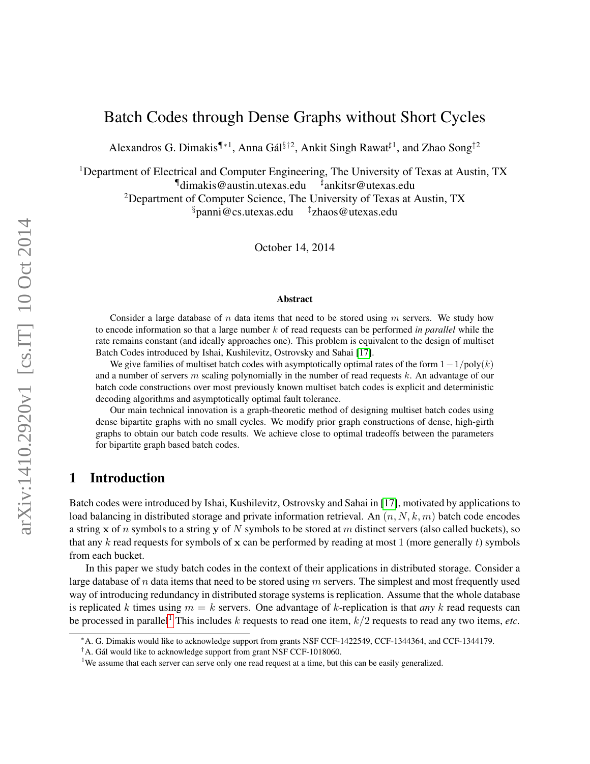# Batch Codes through Dense Graphs without Short Cycles

Alexandros G. Dimakis[¶∗1], Anna Gál[§†2], Ankit Singh Rawat[♯1], and Zhao Song[‡2]

[1]Department of Electrical and Computer Engineering, The University of Texas at Austin, TX
[¶]dimakis@austin.utexas.edu [♯]ankitsr@utexas.edu
[2]Department of Computer Science, The University of Texas at Austin, TX
[§]panni@cs.utexas.edu [‡]zhaos@utexas.edu

October 14, 2014

### Abstract

Consider a large database of $n$ data items that need to be stored using $m$ servers. We study how to encode information so that a large number $k$ of read requests can be performed *in parallel* while the rate remains constant (and ideally approaches one). This problem is equivalent to the design of multiset Batch Codes introduced by Ishai, Kushilevitz, Ostrovsky and Sahai [17].

We give families of multiset batch codes with asymptotically optimal rates of the form $1 - 1/\text{poly}(k)$ and a number of servers $m$ scaling polynomially in the number of read requests $k$. An advantage of our batch code constructions over most previously known multiset batch codes is explicit and deterministic decoding algorithms and asymptotically optimal fault tolerance.

Our main technical innovation is a graph-theoretic method of designing multiset batch codes using dense bipartite graphs with no small cycles. We modify prior graph constructions of dense, high-girth graphs to obtain our batch code results. We achieve close to optimal tradeoffs between the parameters for bipartite graph based batch codes.

## 1 Introduction

Batch codes were introduced by Ishai, Kushilevitz, Ostrovsky and Sahai in [17], motivated by applications to load balancing in distributed storage and private information retrieval. An $(n, N, k, m)$ batch code encodes a string $\mathbf{x}$ of $n$ symbols to a string $\mathbf{y}$ of $N$ symbols to be stored at $m$ distinct servers (also called buckets), so that any $k$ read requests for symbols of $\mathbf{x}$ can be performed by reading at most 1 (more generally $t$) symbols from each bucket.

In this paper we study batch codes in the context of their applications in distributed storage. Consider a large database of $n$ data items that need to be stored using $m$ servers. The simplest and most frequently used way of introducing redundancy in distributed storage systems is replication. Assume that the whole database is replicated $k$ times using $m = k$ servers. One advantage of $k$-replication is that *any* $k$ read requests can be processed in parallel[1] This includes $k$ requests to read one item, $k/2$ requests to read any two items, *etc.*

---

∗A. G. Dimakis would like to acknowledge support from grants NSF CCF-1422549, CCF-1344364, and CCF-1344179.
†A. Gál would like to acknowledge support from grant NSF CCF-1018060.
[1]We assume that each server can serve only one read request at a time, but this can be easily generalized.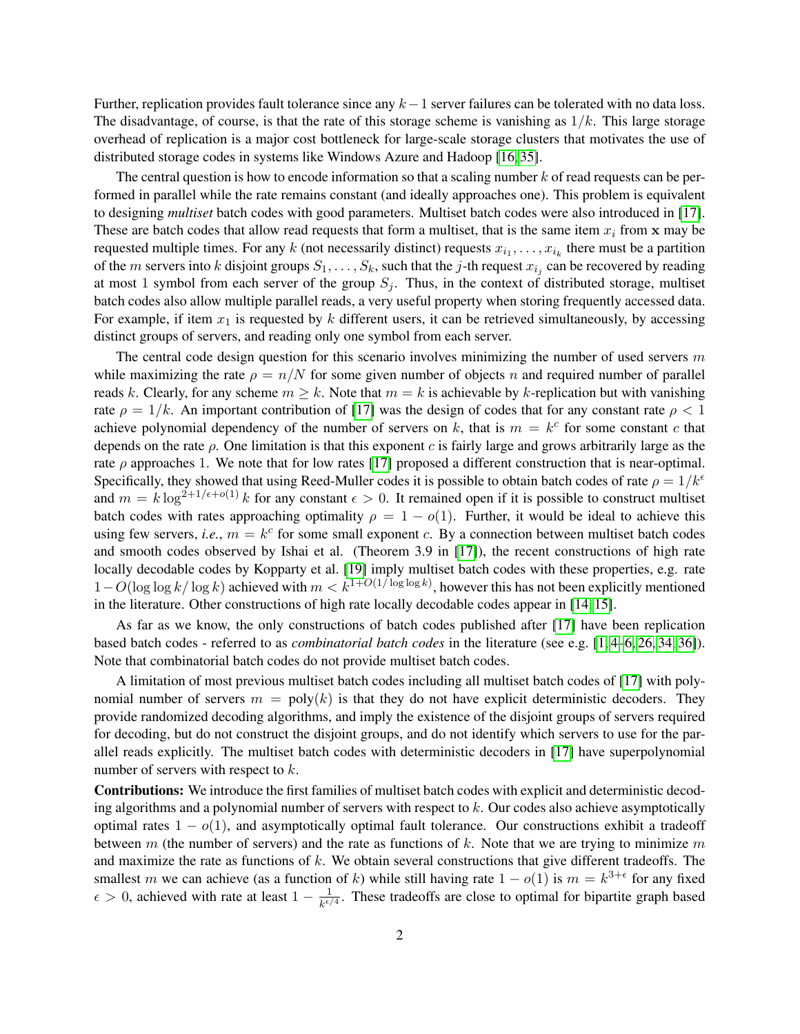Further, replication provides fault tolerance since any $k-1$ server failures can be tolerated with no data loss. The disadvantage, of course, is that the rate of this storage scheme is vanishing as $1/k$. This large storage overhead of replication is a major cost bottleneck for large-scale storage clusters that motivates the use of distributed storage codes in systems like Windows Azure and Hadoop [16, 35].

The central question is how to encode information so that a scaling number $k$ of read requests can be performed in parallel while the rate remains constant (and ideally approaches one). This problem is equivalent to designing *multiset* batch codes with good parameters. Multiset batch codes were also introduced in [17]. These are batch codes that allow read requests that form a multiset, that is the same item $x_i$ from $\mathbf{x}$ may be requested multiple times. For any $k$ (not necessarily distinct) requests $x_{i_1}, \ldots, x_{i_k}$ there must be a partition of the $m$ servers into $k$ disjoint groups $S_1, \ldots, S_k$, such that the $j$-th request $x_{i_j}$ can be recovered by reading at most 1 symbol from each server of the group $S_j$. Thus, in the context of distributed storage, multiset batch codes also allow multiple parallel reads, a very useful property when storing frequently accessed data. For example, if item $x_1$ is requested by $k$ different users, it can be retrieved simultaneously, by accessing distinct groups of servers, and reading only one symbol from each server.

The central code design question for this scenario involves minimizing the number of used servers $m$ while maximizing the rate $\rho = n/N$ for some given number of objects $n$ and required number of parallel reads $k$. Clearly, for any scheme $m \geq k$. Note that $m = k$ is achievable by $k$-replication but with vanishing rate $\rho = 1/k$. An important contribution of [17] was the design of codes that for any constant rate $\rho < 1$ achieve polynomial dependency of the number of servers on $k$, that is $m = k^c$ for some constant $c$ that depends on the rate $\rho$. One limitation is that this exponent $c$ is fairly large and grows arbitrarily large as the rate $\rho$ approaches 1. We note that for low rates [17] proposed a different construction that is near-optimal. Specifically, they showed that using Reed-Muller codes it is possible to obtain batch codes of rate $\rho = 1/k^\epsilon$ and $m = k \log^{2+1/\epsilon+o(1)} k$ for any constant $\epsilon > 0$. It remained open if it is possible to construct multiset batch codes with rates approaching optimality $\rho = 1 - o(1)$. Further, it would be ideal to achieve this using few servers, *i.e.*, $m = k^c$ for some small exponent $c$. By a connection between multiset batch codes and smooth codes observed by Ishai et al. (Theorem 3.9 in [17]), the recent constructions of high rate locally decodable codes by Kopparty et al. [19] imply multiset batch codes with these properties, e.g. rate $1 - O(\log\log k/\log k)$ achieved with $m < k^{1+O(1/\log\log k)}$, however this has not been explicitly mentioned in the literature. Other constructions of high rate locally decodable codes appear in [14, 15].

As far as we know, the only constructions of batch codes published after [17] have been replication based batch codes - referred to as *combinatorial batch codes* in the literature (see e.g. [1, 4–6, 26, 34, 36]). Note that combinatorial batch codes do not provide multiset batch codes.

A limitation of most previous multiset batch codes including all multiset batch codes of [17] with polynomial number of servers $m = \text{poly}(k)$ is that they do not have explicit deterministic decoders. They provide randomized decoding algorithms, and imply the existence of the disjoint groups of servers required for decoding, but do not construct the disjoint groups, and do not identify which servers to use for the parallel reads explicitly. The multiset batch codes with deterministic decoders in [17] have superpolynomial number of servers with respect to $k$.

**Contributions:** We introduce the first families of multiset batch codes with explicit and deterministic decoding algorithms and a polynomial number of servers with respect to $k$. Our codes also achieve asymptotically optimal rates $1 - o(1)$, and asymptotically optimal fault tolerance. Our constructions exhibit a tradeoff between $m$ (the number of servers) and the rate as functions of $k$. Note that we are trying to minimize $m$ and maximize the rate as functions of $k$. We obtain several constructions that give different tradeoffs. The smallest $m$ we can achieve (as a function of $k$) while still having rate $1 - o(1)$ is $m = k^{3+\epsilon}$ for any fixed $\epsilon > 0$, achieved with rate at least $1 - \frac{1}{k^{\epsilon/4}}$. These tradeoffs are close to optimal for bipartite graph based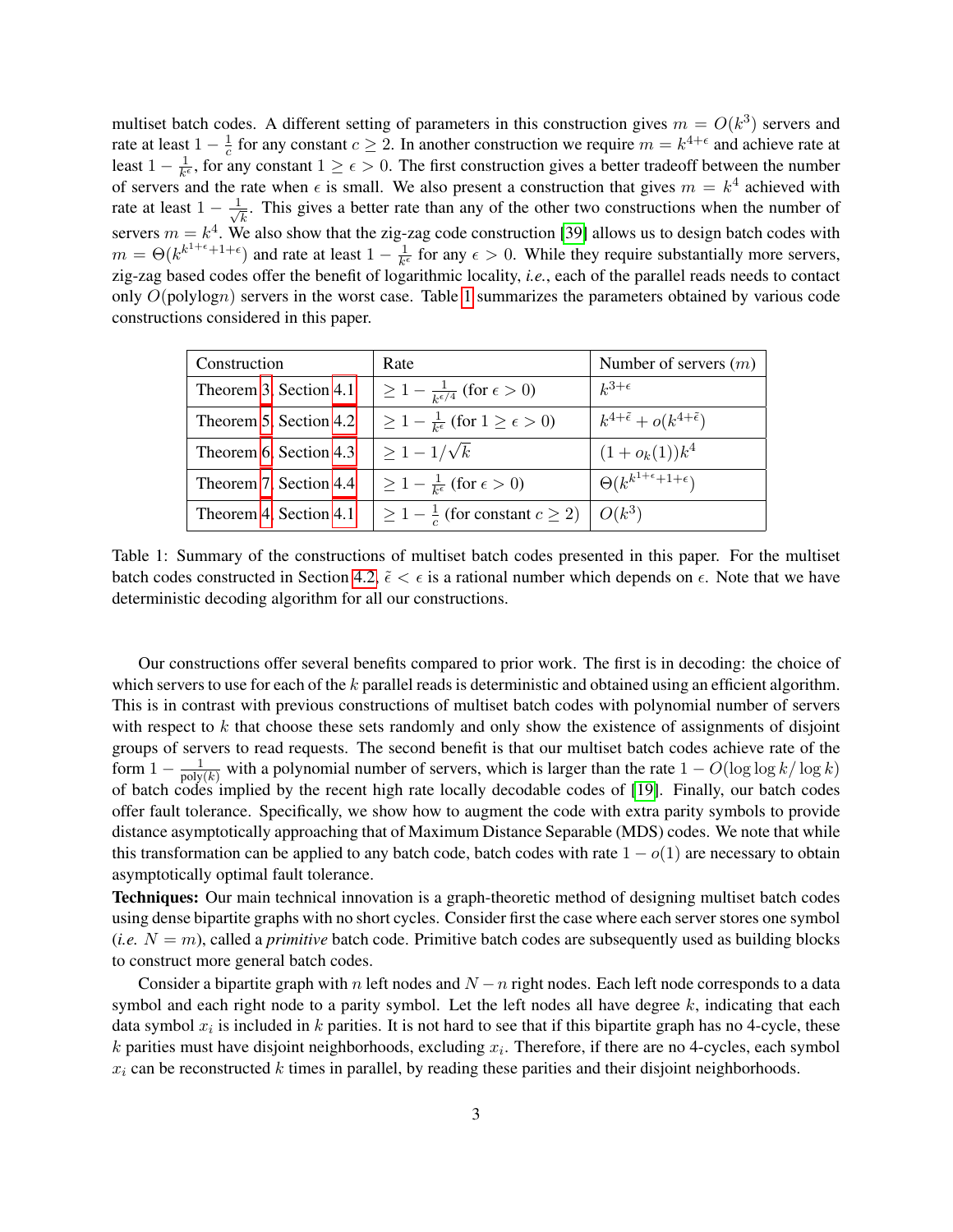multiset batch codes. A different setting of parameters in this construction gives $m = O(k^3)$ servers and rate at least $1 - \frac{1}{c}$ for any constant $c \geq 2$. In another construction we require $m = k^{4+\epsilon}$ and achieve rate at least $1 - \frac{1}{k^\epsilon}$, for any constant $1 \geq \epsilon > 0$. The first construction gives a better tradeoff between the number of servers and the rate when $\epsilon$ is small. We also present a construction that gives $m = k^4$ achieved with rate at least $1 - \frac{1}{\sqrt{k}}$. This gives a better rate than any of the other two constructions when the number of servers $m = k^4$. We also show that the zig-zag code construction [39] allows us to design batch codes with $m = \Theta(k^{k^{1+\epsilon}+1+\epsilon})$ and rate at least $1 - \frac{1}{k^\epsilon}$ for any $\epsilon > 0$. While they require substantially more servers, zig-zag based codes offer the benefit of logarithmic locality, *i.e.*, each of the parallel reads needs to contact only $O(\text{polylog} n)$ servers in the worst case. Table 1 summarizes the parameters obtained by various code constructions considered in this paper.

| Construction | Rate | Number of servers ($m$) |
|---|---|---|
| Theorem 3, Section 4.1 | $\geq 1 - \frac{1}{k^{\epsilon/4}}$ (for $\epsilon > 0$) | $k^{3+\epsilon}$ |
| Theorem 5, Section 4.2 | $\geq 1 - \frac{1}{k^\epsilon}$ (for $1 \geq \epsilon > 0$) | $k^{4+\tilde{\epsilon}} + o(k^{4+\tilde{\epsilon}})$ |
| Theorem 6, Section 4.3 | $\geq 1 - 1/\sqrt{k}$ | $(1 + o_k(1))k^4$ |
| Theorem 7, Section 4.4 | $\geq 1 - \frac{1}{k^\epsilon}$ (for $\epsilon > 0$) | $\Theta(k^{k^{1+\epsilon}+1+\epsilon})$ |
| Theorem 4, Section 4.1 | $\geq 1 - \frac{1}{c}$ (for constant $c \geq 2$) | $O(k^3)$ |

Table 1: Summary of the constructions of multiset batch codes presented in this paper. For the multiset batch codes constructed in Section 4.2, $\tilde{\epsilon} < \epsilon$ is a rational number which depends on $\epsilon$. Note that we have deterministic decoding algorithm for all our constructions.

Our constructions offer several benefits compared to prior work. The first is in decoding: the choice of which servers to use for each of the $k$ parallel reads is deterministic and obtained using an efficient algorithm. This is in contrast with previous constructions of multiset batch codes with polynomial number of servers with respect to $k$ that choose these sets randomly and only show the existence of assignments of disjoint groups of servers to read requests. The second benefit is that our multiset batch codes achieve rate of the form $1 - \frac{1}{\text{poly}(k)}$ with a polynomial number of servers, which is larger than the rate $1 - O(\log\log k/\log k)$ of batch codes implied by the recent high rate locally decodable codes of [19]. Finally, our batch codes offer fault tolerance. Specifically, we show how to augment the code with extra parity symbols to provide distance asymptotically approaching that of Maximum Distance Separable (MDS) codes. We note that while this transformation can be applied to any batch code, batch codes with rate $1 - o(1)$ are necessary to obtain asymptotically optimal fault tolerance.

**Techniques:** Our main technical innovation is a graph-theoretic method of designing multiset batch codes using dense bipartite graphs with no short cycles. Consider first the case where each server stores one symbol (*i.e.* $N = m$), called a *primitive* batch code. Primitive batch codes are subsequently used as building blocks to construct more general batch codes.

Consider a bipartite graph with $n$ left nodes and $N - n$ right nodes. Each left node corresponds to a data symbol and each right node to a parity symbol. Let the left nodes all have degree $k$, indicating that each data symbol $x_i$ is included in $k$ parities. It is not hard to see that if this bipartite graph has no 4-cycle, these $k$ parities must have disjoint neighborhoods, excluding $x_i$. Therefore, if there are no 4-cycles, each symbol $x_i$ can be reconstructed $k$ times in parallel, by reading these parities and their disjoint neighborhoods.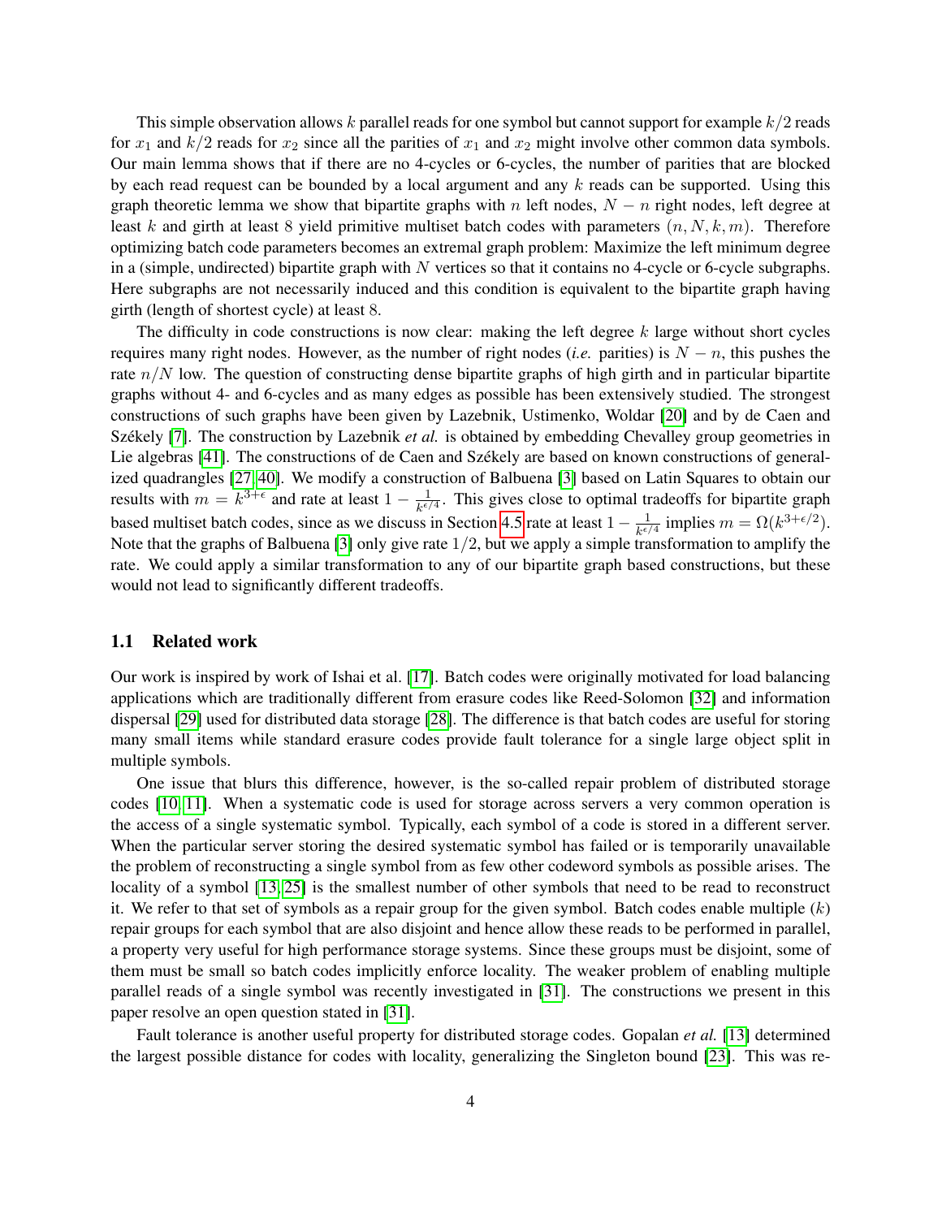This simple observation allows $k$ parallel reads for one symbol but cannot support for example $k/2$ reads for $x_1$ and $k/2$ reads for $x_2$ since all the parities of $x_1$ and $x_2$ might involve other common data symbols. Our main lemma shows that if there are no 4-cycles or 6-cycles, the number of parities that are blocked by each read request can be bounded by a local argument and any $k$ reads can be supported. Using this graph theoretic lemma we show that bipartite graphs with $n$ left nodes, $N - n$ right nodes, left degree at least $k$ and girth at least 8 yield primitive multiset batch codes with parameters $(n, N, k, m)$. Therefore optimizing batch code parameters becomes an extremal graph problem: Maximize the left minimum degree in a (simple, undirected) bipartite graph with $N$ vertices so that it contains no 4-cycle or 6-cycle subgraphs. Here subgraphs are not necessarily induced and this condition is equivalent to the bipartite graph having girth (length of shortest cycle) at least 8.

The difficulty in code constructions is now clear: making the left degree $k$ large without short cycles requires many right nodes. However, as the number of right nodes (*i.e.* parities) is $N - n$, this pushes the rate $n/N$ low. The question of constructing dense bipartite graphs of high girth and in particular bipartite graphs without 4- and 6-cycles and as many edges as possible has been extensively studied. The strongest constructions of such graphs have been given by Lazebnik, Ustimenko, Woldar [20] and by de Caen and Székely [7]. The construction by Lazebnik *et al.* is obtained by embedding Chevalley group geometries in Lie algebras [41]. The constructions of de Caen and Székely are based on known constructions of generalized quadrangles [27, 40]. We modify a construction of Balbuena [3] based on Latin Squares to obtain our results with $m = k^{3+\epsilon}$ and rate at least $1 - \frac{1}{k^{\epsilon/4}}$. This gives close to optimal tradeoffs for bipartite graph based multiset batch codes, since as we discuss in Section 4.5 rate at least $1 - \frac{1}{k^{\epsilon/4}}$ implies $m = \Omega(k^{3+\epsilon/2})$. Note that the graphs of Balbuena [3] only give rate $1/2$, but we apply a simple transformation to amplify the rate. We could apply a similar transformation to any of our bipartite graph based constructions, but these would not lead to significantly different tradeoffs.

## 1.1 Related work

Our work is inspired by work of Ishai et al. [17]. Batch codes were originally motivated for load balancing applications which are traditionally different from erasure codes like Reed-Solomon [32] and information dispersal [29] used for distributed data storage [28]. The difference is that batch codes are useful for storing many small items while standard erasure codes provide fault tolerance for a single large object split in multiple symbols.

One issue that blurs this difference, however, is the so-called repair problem of distributed storage codes [10, 11]. When a systematic code is used for storage across servers a very common operation is the access of a single systematic symbol. Typically, each symbol of a code is stored in a different server. When the particular server storing the desired systematic symbol has failed or is temporarily unavailable the problem of reconstructing a single symbol from as few other codeword symbols as possible arises. The locality of a symbol [13, 25] is the smallest number of other symbols that need to be read to reconstruct it. We refer to that set of symbols as a repair group for the given symbol. Batch codes enable multiple ($k$) repair groups for each symbol that are also disjoint and hence allow these reads to be performed in parallel, a property very useful for high performance storage systems. Since these groups must be disjoint, some of them must be small so batch codes implicitly enforce locality. The weaker problem of enabling multiple parallel reads of a single symbol was recently investigated in [31]. The constructions we present in this paper resolve an open question stated in [31].

Fault tolerance is another useful property for distributed storage codes. Gopalan *et al.* [13] determined the largest possible distance for codes with locality, generalizing the Singleton bound [23]. This was re-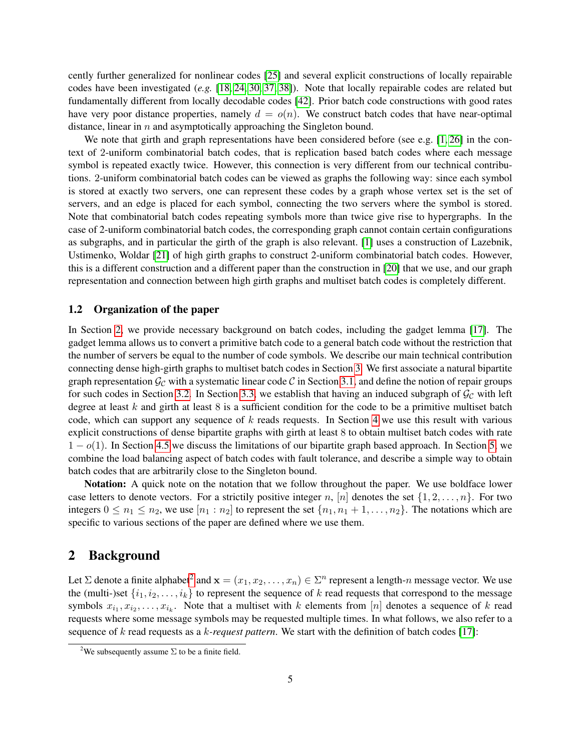cently further generalized for nonlinear codes [25] and several explicit constructions of locally repairable codes have been investigated (*e.g.* [18, 24, 30, 37, 38]). Note that locally repairable codes are related but fundamentally different from locally decodable codes [42]. Prior batch code constructions with good rates have very poor distance properties, namely $d = o(n)$. We construct batch codes that have near-optimal distance, linear in $n$ and asymptotically approaching the Singleton bound.

We note that girth and graph representations have been considered before (see e.g. [1, 26] in the context of 2-uniform combinatorial batch codes, that is replication based batch codes where each message symbol is repeated exactly twice. However, this connection is very different from our technical contributions. 2-uniform combinatorial batch codes can be viewed as graphs the following way: since each symbol is stored at exactly two servers, one can represent these codes by a graph whose vertex set is the set of servers, and an edge is placed for each symbol, connecting the two servers where the symbol is stored. Note that combinatorial batch codes repeating symbols more than twice give rise to hypergraphs. In the case of 2-uniform combinatorial batch codes, the corresponding graph cannot contain certain configurations as subgraphs, and in particular the girth of the graph is also relevant. [1] uses a construction of Lazebnik, Ustimenko, Woldar [21] of high girth graphs to construct 2-uniform combinatorial batch codes. However, this is a different construction and a different paper than the construction in [20] that we use, and our graph representation and connection between high girth graphs and multiset batch codes is completely different.

### 1.2 Organization of the paper

In Section 2, we provide necessary background on batch codes, including the gadget lemma [17]. The gadget lemma allows us to convert a primitive batch code to a general batch code without the restriction that the number of servers be equal to the number of code symbols. We describe our main technical contribution connecting dense high-girth graphs to multiset batch codes in Section 3. We first associate a natural bipartite graph representation $\mathcal{G}_{\mathcal{C}}$ with a systematic linear code $\mathcal{C}$ in Section 3.1, and define the notion of repair groups for such codes in Section 3.2. In Section 3.3, we establish that having an induced subgraph of $\mathcal{G}_{\mathcal{C}}$ with left degree at least $k$ and girth at least 8 is a sufficient condition for the code to be a primitive multiset batch code, which can support any sequence of $k$ reads requests. In Section 4 we use this result with various explicit constructions of dense bipartite graphs with girth at least 8 to obtain multiset batch codes with rate $1 - o(1)$. In Section 4.5 we discuss the limitations of our bipartite graph based approach. In Section 5, we combine the load balancing aspect of batch codes with fault tolerance, and describe a simple way to obtain batch codes that are arbitrarily close to the Singleton bound.

**Notation:** A quick note on the notation that we follow throughout the paper. We use boldface lower case letters to denote vectors. For a strictily positive integer $n$, $[n]$ denotes the set $\{1, 2, \ldots, n\}$. For two integers $0 \leq n_1 \leq n_2$, we use $[n_1 : n_2]$ to represent the set $\{n_1, n_1 + 1, \ldots, n_2\}$. The notations which are specific to various sections of the paper are defined where we use them.

## 2 Background

Let $\Sigma$ denote a finite alphabet[2] and $\mathbf{x} = (x_1, x_2, \ldots, x_n) \in \Sigma^n$ represent a length-$n$ message vector. We use the (multi-)set $\{i_1, i_2, \ldots, i_k\}$ to represent the sequence of $k$ read requests that correspond to the message symbols $x_{i_1}, x_{i_2}, \ldots, x_{i_k}$. Note that a multiset with $k$ elements from $[n]$ denotes a sequence of $k$ read requests where some message symbols may be requested multiple times. In what follows, we also refer to a sequence of $k$ read requests as a *$k$-request pattern*. We start with the definition of batch codes [17]:

[2] We subsequently assume $\Sigma$ to be a finite field.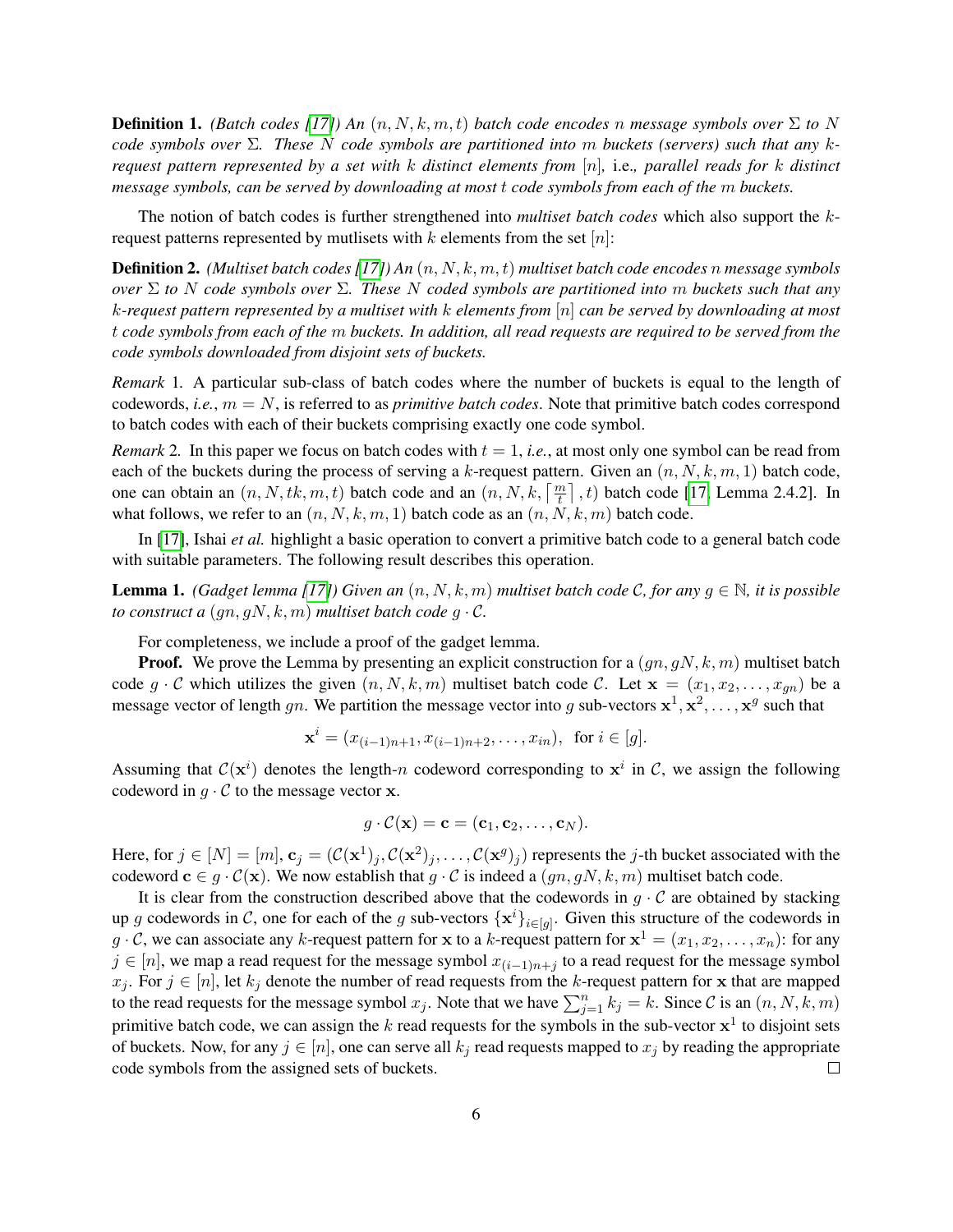**Definition 1.** *(Batch codes [17]) An $(n, N, k, m, t)$ batch code encodes $n$ message symbols over $\Sigma$ to $N$ code symbols over $\Sigma$. These $N$ code symbols are partitioned into $m$ buckets (servers) such that any $k$-request pattern represented by a set with $k$ distinct elements from $[n]$,* i.e.*, parallel reads for $k$ distinct message symbols, can be served by downloading at most $t$ code symbols from each of the $m$ buckets.*

The notion of batch codes is further strengthened into *multiset batch codes* which also support the $k$-request patterns represented by mutlisets with $k$ elements from the set $[n]$:

**Definition 2.** *(Multiset batch codes [17]) An $(n, N, k, m, t)$ multiset batch code encodes $n$ message symbols over $\Sigma$ to $N$ code symbols over $\Sigma$. These $N$ coded symbols are partitioned into $m$ buckets such that any $k$-request pattern represented by a multiset with $k$ elements from $[n]$ can be served by downloading at most $t$ code symbols from each of the $m$ buckets. In addition, all read requests are required to be served from the code symbols downloaded from disjoint sets of buckets.*

*Remark* 1. A particular sub-class of batch codes where the number of buckets is equal to the length of codewords, *i.e.*, $m = N$, is referred to as *primitive batch codes*. Note that primitive batch codes correspond to batch codes with each of their buckets comprising exactly one code symbol.

*Remark* 2. In this paper we focus on batch codes with $t = 1$, *i.e.*, at most only one symbol can be read from each of the buckets during the process of serving a $k$-request pattern. Given an $(n, N, k, m, 1)$ batch code, one can obtain an $(n, N, tk, m, t)$ batch code and an $(n, N, k, \lceil \frac{m}{t} \rceil, t)$ batch code [17, Lemma 2.4.2]. In what follows, we refer to an $(n, N, k, m, 1)$ batch code as an $(n, N, k, m)$ batch code.

In [17], Ishai *et al.* highlight a basic operation to convert a primitive batch code to a general batch code with suitable parameters. The following result describes this operation.

**Lemma 1.** *(Gadget lemma [17]) Given an $(n, N, k, m)$ multiset batch code $\mathcal{C}$, for any $g \in \mathbb{N}$, it is possible to construct a $(gn, gN, k, m)$ multiset batch code $g \cdot \mathcal{C}$.*

For completeness, we include a proof of the gadget lemma.

**Proof.** We prove the Lemma by presenting an explicit construction for a $(gn, gN, k, m)$ multiset batch code $g \cdot \mathcal{C}$ which utilizes the given $(n, N, k, m)$ multiset batch code $\mathcal{C}$. Let $\mathbf{x} = (x_1, x_2, \ldots, x_{gn})$ be a message vector of length $gn$. We partition the message vector into $g$ sub-vectors $\mathbf{x}^1, \mathbf{x}^2, \ldots, \mathbf{x}^g$ such that

$$\mathbf{x}^i = (x_{(i-1)n+1}, x_{(i-1)n+2}, \ldots, x_{in}), \text{ for } i \in [g].$$

Assuming that $\mathcal{C}(\mathbf{x}^i)$ denotes the length-$n$ codeword corresponding to $\mathbf{x}^i$ in $\mathcal{C}$, we assign the following codeword in $g \cdot \mathcal{C}$ to the message vector $\mathbf{x}$.

$$g \cdot \mathcal{C}(\mathbf{x}) = \mathbf{c} = (\mathbf{c}_1, \mathbf{c}_2, \ldots, \mathbf{c}_N).$$

Here, for $j \in [N] = [m]$, $\mathbf{c}_j = (\mathcal{C}(\mathbf{x}^1)_j, \mathcal{C}(\mathbf{x}^2)_j, \ldots, \mathcal{C}(\mathbf{x}^g)_j)$ represents the $j$-th bucket associated with the codeword $\mathbf{c} \in g \cdot \mathcal{C}(\mathbf{x})$. We now establish that $g \cdot \mathcal{C}$ is indeed a $(gn, gN, k, m)$ multiset batch code.

It is clear from the construction described above that the codewords in $g \cdot \mathcal{C}$ are obtained by stacking up $g$ codewords in $\mathcal{C}$, one for each of the $g$ sub-vectors $\{\mathbf{x}^i\}_{i \in [g]}$. Given this structure of the codewords in $g \cdot \mathcal{C}$, we can associate any $k$-request pattern for $\mathbf{x}$ to a $k$-request pattern for $\mathbf{x}^1 = (x_1, x_2, \ldots, x_n)$: for any $j \in [n]$, we map a read request for the message symbol $x_{(i-1)n+j}$ to a read request for the message symbol $x_j$. For $j \in [n]$, let $k_j$ denote the number of read requests from the $k$-request pattern for $\mathbf{x}$ that are mapped to the read requests for the message symbol $x_j$. Note that we have $\sum_{j=1}^{n} k_j = k$. Since $\mathcal{C}$ is an $(n, N, k, m)$ primitive batch code, we can assign the $k$ read requests for the symbols in the sub-vector $\mathbf{x}^1$ to disjoint sets of buckets. Now, for any $j \in [n]$, one can serve all $k_j$ read requests mapped to $x_j$ by reading the appropriate code symbols from the assigned sets of buckets. $\square$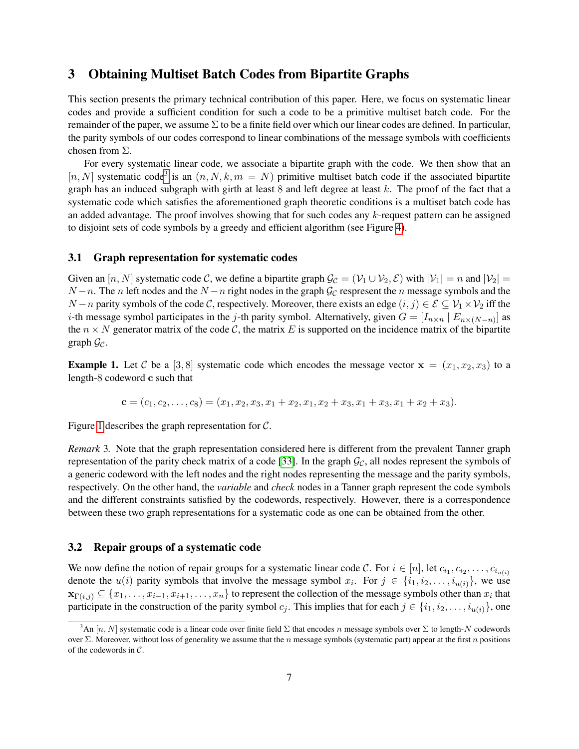# 3 Obtaining Multiset Batch Codes from Bipartite Graphs

This section presents the primary technical contribution of this paper. Here, we focus on systematic linear codes and provide a sufficient condition for such a code to be a primitive multiset batch code. For the remainder of the paper, we assume $\Sigma$ to be a finite field over which our linear codes are defined. In particular, the parity symbols of our codes correspond to linear combinations of the message symbols with coefficients chosen from $\Sigma$.

For every systematic linear code, we associate a bipartite graph with the code. We then show that an $[n, N]$ systematic code[3] is an $(n, N, k, m = N)$ primitive multiset batch code if the associated bipartite graph has an induced subgraph with girth at least 8 and left degree at least $k$. The proof of the fact that a systematic code which satisfies the aforementioned graph theoretic conditions is a multiset batch code has an added advantage. The proof involves showing that for such codes any $k$-request pattern can be assigned to disjoint sets of code symbols by a greedy and efficient algorithm (see Figure 4).

## 3.1 Graph representation for systematic codes

Given an $[n, N]$ systematic code $\mathcal{C}$, we define a bipartite graph $\mathcal{G}_{\mathcal{C}} = (\mathcal{V}_1 \cup \mathcal{V}_2, \mathcal{E})$ with $|\mathcal{V}_1| = n$ and $|\mathcal{V}_2| = N - n$. The $n$ left nodes and the $N - n$ right nodes in the graph $\mathcal{G}_{\mathcal{C}}$ respresent the $n$ message symbols and the $N - n$ parity symbols of the code $\mathcal{C}$, respectively. Moreover, there exists an edge $(i, j) \in \mathcal{E} \subseteq \mathcal{V}_1 \times \mathcal{V}_2$ iff the $i$-th message symbol participates in the $j$-th parity symbol. Alternatively, given $G = [I_{n\times n} \mid E_{n\times(N-n)}]$ as the $n \times N$ generator matrix of the code $\mathcal{C}$, the matrix $E$ is supported on the incidence matrix of the bipartite graph $\mathcal{G}_{\mathcal{C}}$.

**Example 1.** Let $\mathcal{C}$ be a $[3, 8]$ systematic code which encodes the message vector $\mathbf{x} = (x_1, x_2, x_3)$ to a length-8 codeword $\mathbf{c}$ such that

$$\mathbf{c} = (c_1, c_2, \ldots, c_8) = (x_1, x_2, x_3, x_1 + x_2, x_1, x_2 + x_3, x_1 + x_3, x_1 + x_2 + x_3).$$

Figure 1 describes the graph representation for $\mathcal{C}$.

*Remark* 3. Note that the graph representation considered here is different from the prevalent Tanner graph representation of the parity check matrix of a code [33]. In the graph $\mathcal{G}_{\mathcal{C}}$, all nodes represent the symbols of a generic codeword with the left nodes and the right nodes representing the message and the parity symbols, respectively. On the other hand, the *variable* and *check* nodes in a Tanner graph represent the code symbols and the different constraints satisfied by the codewords, respectively. However, there is a correspondence between these two graph representations for a systematic code as one can be obtained from the other.

## 3.2 Repair groups of a systematic code

We now define the notion of repair groups for a systematic linear code $\mathcal{C}$. For $i \in [n]$, let $c_{i_1}, c_{i_2}, \ldots, c_{i_{u(i)}}$ denote the $u(i)$ parity symbols that involve the message symbol $x_i$. For $j \in \{i_1, i_2, \ldots, i_{u(i)}\}$, we use $\mathbf{x}_{\Gamma(i,j)} \subseteq \{x_1, \ldots, x_{i-1}, x_{i+1}, \ldots, x_n\}$ to represent the collection of the message symbols other than $x_i$ that participate in the construction of the parity symbol $c_j$. This implies that for each $j \in \{i_1, i_2, \ldots, i_{u(i)}\}$, one

[3] An $[n, N]$ systematic code is a linear code over finite field $\Sigma$ that encodes $n$ message symbols over $\Sigma$ to length-$N$ codewords over $\Sigma$. Moreover, without loss of generality we assume that the $n$ message symbols (systematic part) appear at the first $n$ positions of the codewords in $\mathcal{C}$.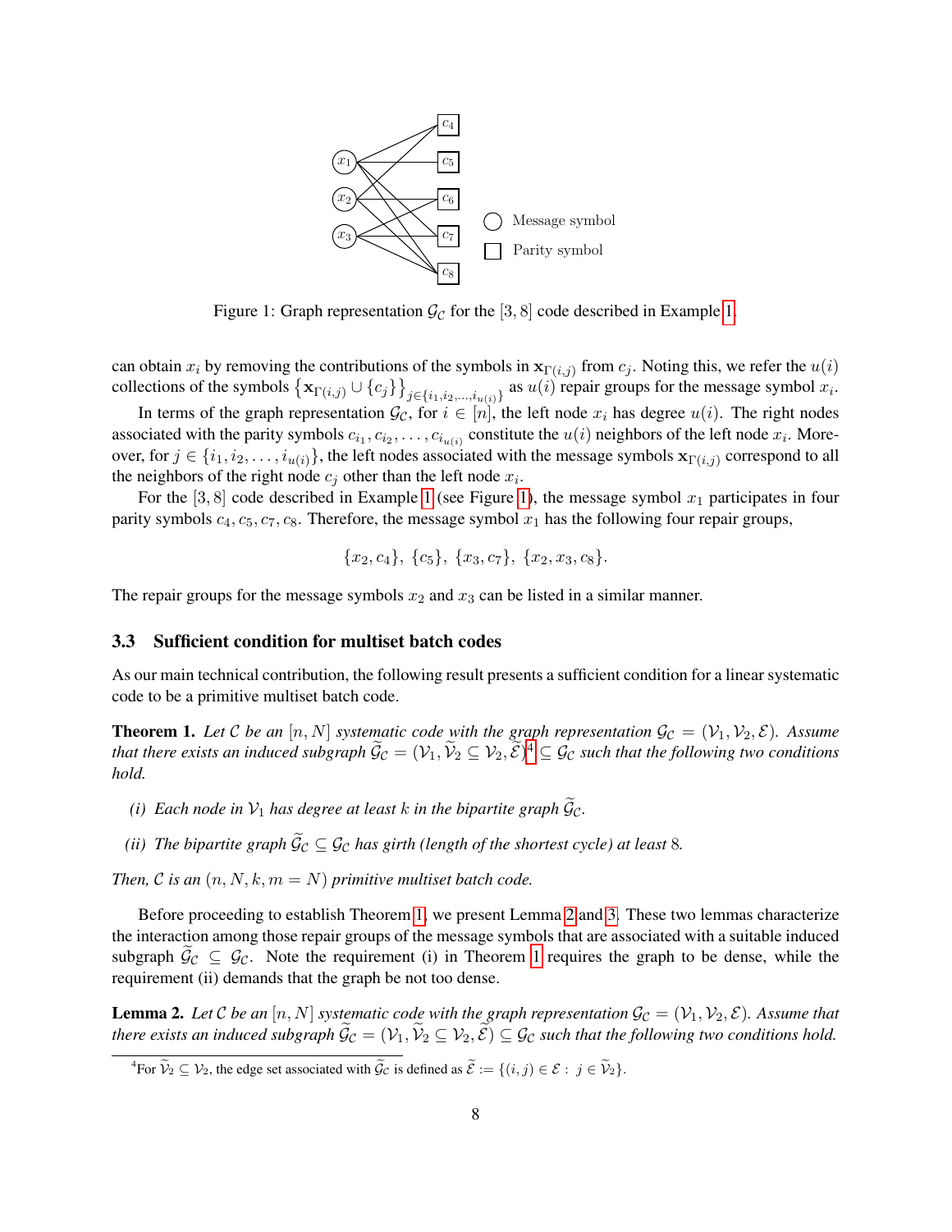Figure 1: Graph representation $\mathcal{G}_{\mathcal{C}}$ for the $[3, 8]$ code described in Example 1.

can obtain $x_i$ by removing the contributions of the symbols in $\mathbf{x}_{\Gamma(i,j)}$ from $c_j$. Noting this, we refer the $u(i)$ collections of the symbols $\left\{\mathbf{x}_{\Gamma(i,j)} \cup \{c_j\}\right\}_{j \in \{i_1, i_2, \ldots, i_{u(i)}\}}$ as $u(i)$ repair groups for the message symbol $x_i$.

In terms of the graph representation $\mathcal{G}_{\mathcal{C}}$, for $i \in [n]$, the left node $x_i$ has degree $u(i)$. The right nodes associated with the parity symbols $c_{i_1}, c_{i_2}, \ldots, c_{i_{u(i)}}$ constitute the $u(i)$ neighbors of the left node $x_i$. Moreover, for $j \in \{i_1, i_2, \ldots, i_{u(i)}\}$, the left nodes associated with the message symbols $\mathbf{x}_{\Gamma(i,j)}$ correspond to all the neighbors of the right node $c_j$ other than the left node $x_i$.

For the $[3, 8]$ code described in Example 1 (see Figure 1), the message symbol $x_1$ participates in four parity symbols $c_4, c_5, c_7, c_8$. Therefore, the message symbol $x_1$ has the following four repair groups,

$$\{x_2, c_4\},\ \{c_5\},\ \{x_3, c_7\},\ \{x_2, x_3, c_8\}.$$

The repair groups for the message symbols $x_2$ and $x_3$ can be listed in a similar manner.

### 3.3 Sufficient condition for multiset batch codes

As our main technical contribution, the following result presents a sufficient condition for a linear systematic code to be a primitive multiset batch code.

**Theorem 1.** *Let $\mathcal{C}$ be an $[n, N]$ systematic code with the graph representation $\mathcal{G}_{\mathcal{C}} = (\mathcal{V}_1, \mathcal{V}_2, \mathcal{E})$. Assume that there exists an induced subgraph $\widetilde{\mathcal{G}}_{\mathcal{C}} = (\mathcal{V}_1, \widetilde{\mathcal{V}}_2 \subseteq \mathcal{V}_2, \widetilde{\mathcal{E}})$[4] $\subseteq \mathcal{G}_{\mathcal{C}}$ such that the following two conditions hold.*

- *(i) Each node in $\mathcal{V}_1$ has degree at least $k$ in the bipartite graph $\widetilde{\mathcal{G}}_{\mathcal{C}}$.*
- *(ii) The bipartite graph $\widetilde{\mathcal{G}}_{\mathcal{C}} \subseteq \mathcal{G}_{\mathcal{C}}$ has girth (length of the shortest cycle) at least 8.*

*Then, $\mathcal{C}$ is an $(n, N, k, m = N)$ primitive multiset batch code.*

Before proceeding to establish Theorem 1, we present Lemma 2 and 3. These two lemmas characterize the interaction among those repair groups of the message symbols that are associated with a suitable induced subgraph $\widetilde{\mathcal{G}}_{\mathcal{C}} \subseteq \mathcal{G}_{\mathcal{C}}$. Note the requirement (i) in Theorem 1 requires the graph to be dense, while the requirement (ii) demands that the graph be not too dense.

**Lemma 2.** *Let $\mathcal{C}$ be an $[n, N]$ systematic code with the graph representation $\mathcal{G}_{\mathcal{C}} = (\mathcal{V}_1, \mathcal{V}_2, \mathcal{E})$. Assume that there exists an induced subgraph $\widetilde{\mathcal{G}}_{\mathcal{C}} = (\mathcal{V}_1, \widetilde{\mathcal{V}}_2 \subseteq \mathcal{V}_2, \widetilde{\mathcal{E}}) \subseteq \mathcal{G}_{\mathcal{C}}$ such that the following two conditions hold.*

[4] For $\widetilde{\mathcal{V}}_2 \subseteq \mathcal{V}_2$, the edge set associated with $\widetilde{\mathcal{G}}_{\mathcal{C}}$ is defined as $\widetilde{\mathcal{E}} := \{(i, j) \in \mathcal{E} :\ j \in \widetilde{\mathcal{V}}_2\}$.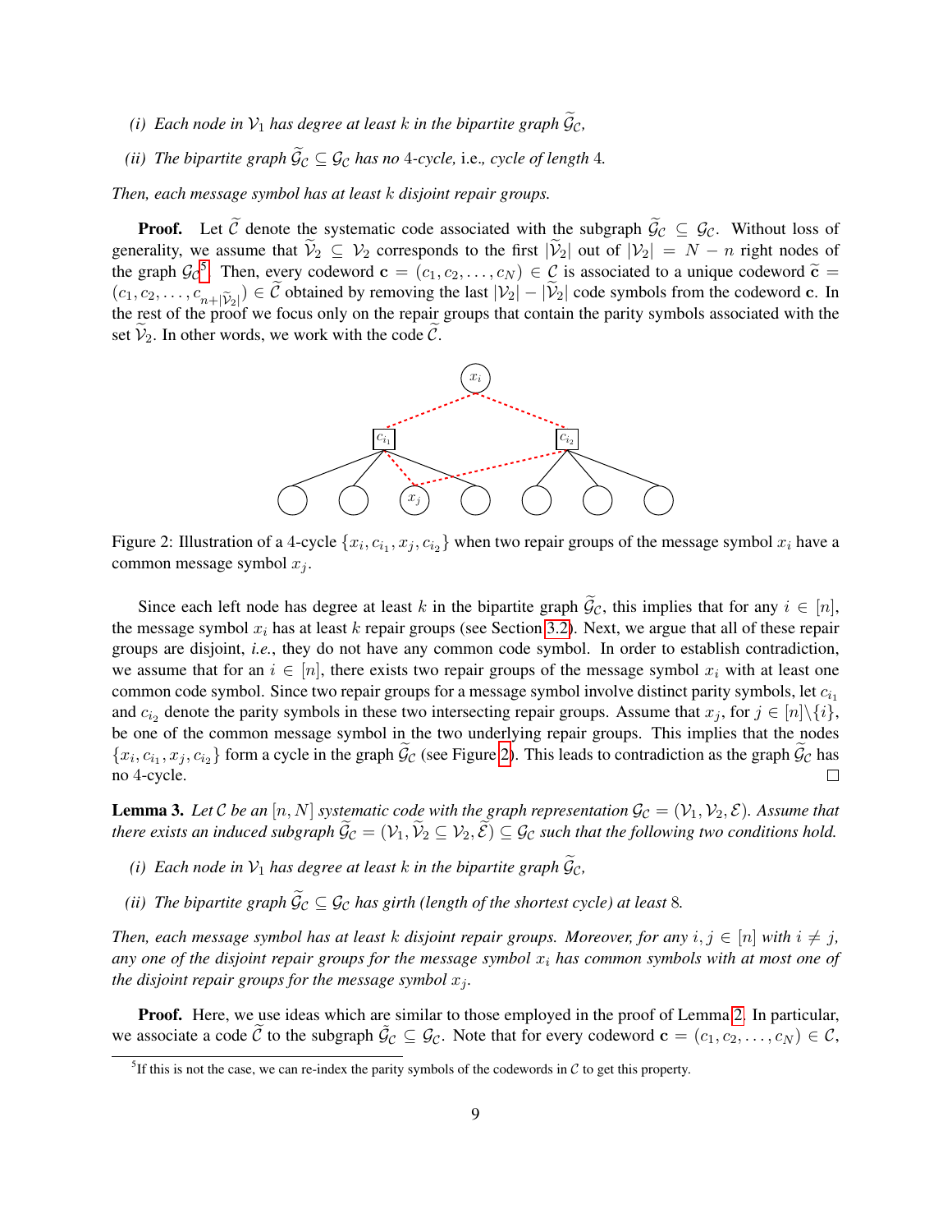*(i) Each node in $\mathcal{V}_1$ has degree at least $k$ in the bipartite graph $\widetilde{\mathcal{G}}_{\mathcal{C}}$,*

*(ii) The bipartite graph $\widetilde{\mathcal{G}}_{\mathcal{C}} \subseteq \mathcal{G}_{\mathcal{C}}$ has no 4-cycle,* i.e.*, cycle of length 4.*

*Then, each message symbol has at least $k$ disjoint repair groups.*

**Proof.** Let $\widetilde{\mathcal{C}}$ denote the systematic code associated with the subgraph $\widetilde{\mathcal{G}}_{\mathcal{C}} \subseteq \mathcal{G}_{\mathcal{C}}$. Without loss of generality, we assume that $\widetilde{\mathcal{V}}_2 \subseteq \mathcal{V}_2$ corresponds to the first $|\widetilde{\mathcal{V}}_2|$ out of $|\mathcal{V}_2| = N - n$ right nodes of the graph $\mathcal{G}_{\mathcal{C}}$[5]. Then, every codeword $\mathbf{c} = (c_1, c_2, \ldots, c_N) \in \mathcal{C}$ is associated to a unique codeword $\widetilde{\mathbf{c}} = (c_1, c_2, \ldots, c_{n+|\widetilde{\mathcal{V}}_2|}) \in \widetilde{\mathcal{C}}$ obtained by removing the last $|\mathcal{V}_2| - |\widetilde{\mathcal{V}}_2|$ code symbols from the codeword $\mathbf{c}$. In the rest of the proof we focus only on the repair groups that contain the parity symbols associated with the set $\widetilde{\mathcal{V}}_2$. In other words, we work with the code $\widetilde{\mathcal{C}}$.

Figure 2: Illustration of a 4-cycle $\{x_i, c_{i_1}, x_j, c_{i_2}\}$ when two repair groups of the message symbol $x_i$ have a common message symbol $x_j$.

Since each left node has degree at least $k$ in the bipartite graph $\widetilde{\mathcal{G}}_{\mathcal{C}}$, this implies that for any $i \in [n]$, the message symbol $x_i$ has at least $k$ repair groups (see Section 3.2). Next, we argue that all of these repair groups are disjoint, *i.e.*, they do not have any common code symbol. In order to establish contradiction, we assume that for an $i \in [n]$, there exists two repair groups of the message symbol $x_i$ with at least one common code symbol. Since two repair groups for a message symbol involve distinct parity symbols, let $c_{i_1}$ and $c_{i_2}$ denote the parity symbols in these two intersecting repair groups. Assume that $x_j$, for $j \in [n]\backslash\{i\}$, be one of the common message symbol in the two underlying repair groups. This implies that the nodes $\{x_i, c_{i_1}, x_j, c_{i_2}\}$ form a cycle in the graph $\widetilde{\mathcal{G}}_{\mathcal{C}}$ (see Figure 2). This leads to contradiction as the graph $\widetilde{\mathcal{G}}_{\mathcal{C}}$ has no 4-cycle. □

**Lemma 3.** *Let $\mathcal{C}$ be an $[n, N]$ systematic code with the graph representation $\mathcal{G}_{\mathcal{C}} = (\mathcal{V}_1, \mathcal{V}_2, \mathcal{E})$. Assume that there exists an induced subgraph $\widetilde{\mathcal{G}}_{\mathcal{C}} = (\mathcal{V}_1, \widetilde{\mathcal{V}}_2 \subseteq \mathcal{V}_2, \widetilde{\mathcal{E}}) \subseteq \mathcal{G}_{\mathcal{C}}$ such that the following two conditions hold.*

*(i) Each node in $\mathcal{V}_1$ has degree at least $k$ in the bipartite graph $\widetilde{\mathcal{G}}_{\mathcal{C}}$,*

*(ii) The bipartite graph $\widetilde{\mathcal{G}}_{\mathcal{C}} \subseteq \mathcal{G}_{\mathcal{C}}$ has girth (length of the shortest cycle) at least 8.*

*Then, each message symbol has at least $k$ disjoint repair groups. Moreover, for any $i, j \in [n]$ with $i \neq j$, any one of the disjoint repair groups for the message symbol $x_i$ has common symbols with at most one of the disjoint repair groups for the message symbol $x_j$.*

**Proof.** Here, we use ideas which are similar to those employed in the proof of Lemma 2. In particular, we associate a code $\widetilde{\mathcal{C}}$ to the subgraph $\widetilde{\mathcal{G}}_{\mathcal{C}} \subseteq \mathcal{G}_{\mathcal{C}}$. Note that for every codeword $\mathbf{c} = (c_1, c_2, \ldots, c_N) \in \mathcal{C}$,

[5] If this is not the case, we can re-index the parity symbols of the codewords in $\mathcal{C}$ to get this property.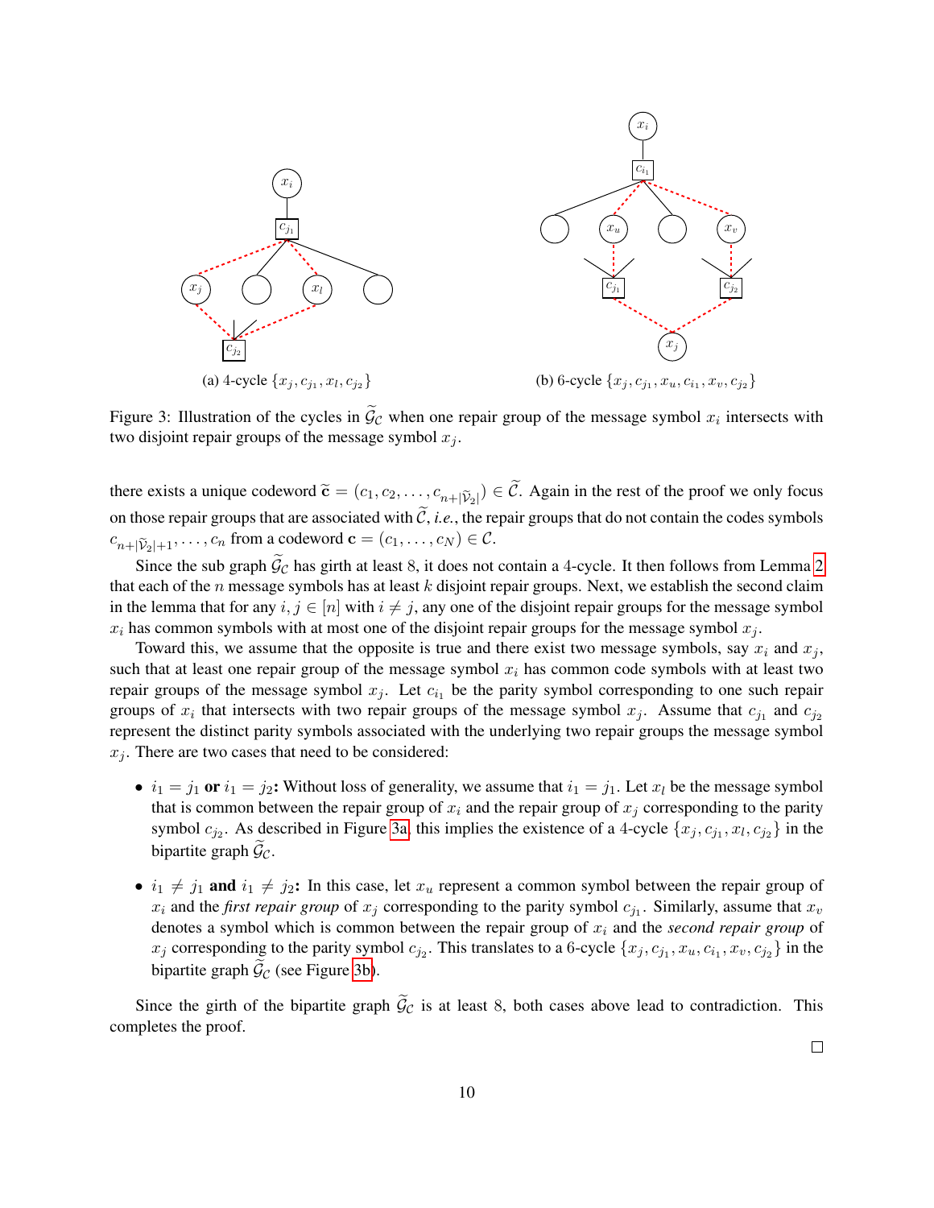(a) 4-cycle $\{x_j, c_{j_1}, x_l, c_{j_2}\}$

(b) 6-cycle $\{x_j, c_{j_1}, x_u, c_{i_1}, x_v, c_{j_2}\}$

Figure 3: Illustration of the cycles in $\widetilde{\mathcal{G}}_{\mathcal{C}}$ when one repair group of the message symbol $x_i$ intersects with two disjoint repair groups of the message symbol $x_j$.

there exists a unique codeword $\widetilde{\mathbf{c}} = (c_1, c_2, \ldots, c_{n+|\widetilde{\mathcal{V}}_2|}) \in \widetilde{\mathcal{C}}$. Again in the rest of the proof we only focus on those repair groups that are associated with $\widetilde{\mathcal{C}}$, *i.e.*, the repair groups that do not contain the codes symbols $c_{n+|\widetilde{\mathcal{V}}_2|+1}, \ldots, c_n$ from a codeword $\mathbf{c} = (c_1, \ldots, c_N) \in \mathcal{C}$.

Since the sub graph $\widetilde{\mathcal{G}}_{\mathcal{C}}$ has girth at least 8, it does not contain a 4-cycle. It then follows from Lemma 2 that each of the $n$ message symbols has at least $k$ disjoint repair groups. Next, we establish the second claim in the lemma that for any $i, j \in [n]$ with $i \neq j$, any one of the disjoint repair groups for the message symbol $x_i$ has common symbols with at most one of the disjoint repair groups for the message symbol $x_j$.

Toward this, we assume that the opposite is true and there exist two message symbols, say $x_i$ and $x_j$, such that at least one repair group of the message symbol $x_i$ has common code symbols with at least two repair groups of the message symbol $x_j$. Let $c_{i_1}$ be the parity symbol corresponding to one such repair groups of $x_i$ that intersects with two repair groups of the message symbol $x_j$. Assume that $c_{j_1}$ and $c_{j_2}$ represent the distinct parity symbols associated with the underlying two repair groups the message symbol $x_j$. There are two cases that need to be considered:

- $i_1 = j_1$ **or** $i_1 = j_2$**:** Without loss of generality, we assume that $i_1 = j_1$. Let $x_l$ be the message symbol that is common between the repair group of $x_i$ and the repair group of $x_j$ corresponding to the parity symbol $c_{j_2}$. As described in Figure 3a, this implies the existence of a 4-cycle $\{x_j, c_{j_1}, x_l, c_{j_2}\}$ in the bipartite graph $\widetilde{\mathcal{G}}_{\mathcal{C}}$.
- $i_1 \neq j_1$ **and** $i_1 \neq j_2$**:** In this case, let $x_u$ represent a common symbol between the repair group of $x_i$ and the *first repair group* of $x_j$ corresponding to the parity symbol $c_{j_1}$. Similarly, assume that $x_v$ denotes a symbol which is common between the repair group of $x_i$ and the *second repair group* of $x_j$ corresponding to the parity symbol $c_{j_2}$. This translates to a 6-cycle $\{x_j, c_{j_1}, x_u, c_{i_1}, x_v, c_{j_2}\}$ in the bipartite graph $\widetilde{\mathcal{G}}_{\mathcal{C}}$ (see Figure 3b).

Since the girth of the bipartite graph $\widetilde{\mathcal{G}}_{\mathcal{C}}$ is at least 8, both cases above lead to contradiction. This completes the proof.

□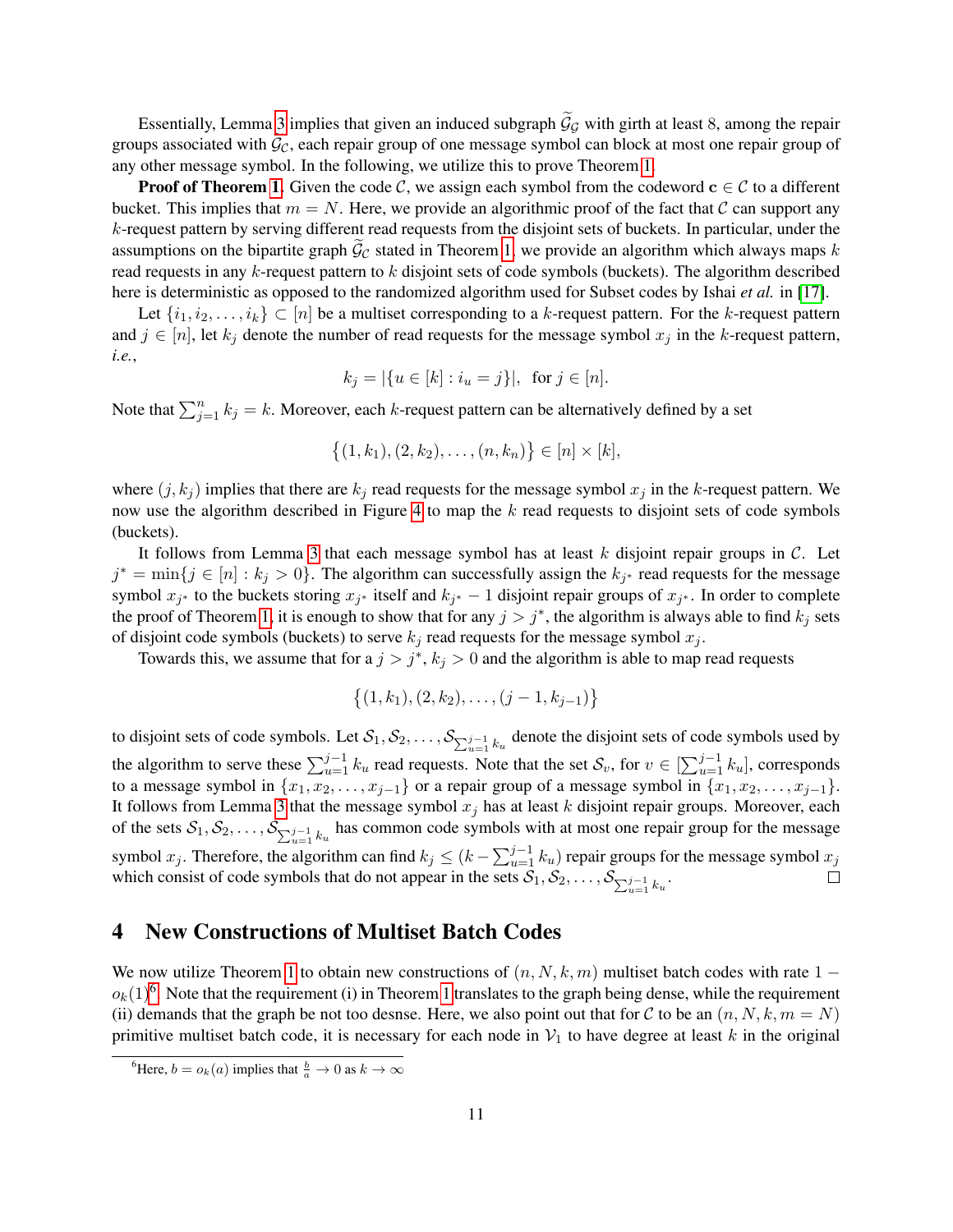Essentially, Lemma 3 implies that given an induced subgraph $\widetilde{\mathcal{G}}_{\mathcal{G}}$ with girth at least 8, among the repair groups associated with $\widetilde{\mathcal{G}}_{\mathcal{C}}$, each repair group of one message symbol can block at most one repair group of any other message symbol. In the following, we utilize this to prove Theorem 1.

**Proof of Theorem 1**. Given the code $\mathcal{C}$, we assign each symbol from the codeword $\mathbf{c} \in \mathcal{C}$ to a different bucket. This implies that $m = N$. Here, we provide an algorithmic proof of the fact that $\mathcal{C}$ can support any $k$-request pattern by serving different read requests from the disjoint sets of buckets. In particular, under the assumptions on the bipartite graph $\widetilde{\mathcal{G}}_{\mathcal{C}}$ stated in Theorem 1, we provide an algorithm which always maps $k$ read requests in any $k$-request pattern to $k$ disjoint sets of code symbols (buckets). The algorithm described here is deterministic as opposed to the randomized algorithm used for Subset codes by Ishai *et al.* in [17].

Let $\{i_1, i_2, \ldots, i_k\} \subset [n]$ be a multiset corresponding to a $k$-request pattern. For the $k$-request pattern and $j \in [n]$, let $k_j$ denote the number of read requests for the message symbol $x_j$ in the $k$-request pattern, *i.e.*,

$$k_j = |\{u \in [k] : i_u = j\}|, \;\; \text{for } j \in [n].$$

Note that $\sum_{j=1}^{n} k_j = k$. Moreover, each $k$-request pattern can be alternatively defined by a set

$$\big\{(1, k_1), (2, k_2), \ldots, (n, k_n)\big\} \in [n] \times [k],$$

where $(j, k_j)$ implies that there are $k_j$ read requests for the message symbol $x_j$ in the $k$-request pattern. We now use the algorithm described in Figure 4 to map the $k$ read requests to disjoint sets of code symbols (buckets).

It follows from Lemma 3 that each message symbol has at least $k$ disjoint repair groups in $\mathcal{C}$. Let $j^* = \min\{j \in [n] : k_j > 0\}$. The algorithm can successfully assign the $k_{j^*}$ read requests for the message symbol $x_{j^*}$ to the buckets storing $x_{j^*}$ itself and $k_{j^*} - 1$ disjoint repair groups of $x_{j^*}$. In order to complete the proof of Theorem 1, it is enough to show that for any $j > j^*$, the algorithm is always able to find $k_j$ sets of disjoint code symbols (buckets) to serve $k_j$ read requests for the message symbol $x_j$.

Towards this, we assume that for a $j > j^*$, $k_j > 0$ and the algorithm is able to map read requests

$$\big\{(1, k_1), (2, k_2), \ldots, (j-1, k_{j-1})\big\}$$

to disjoint sets of code symbols. Let $\mathcal{S}_1, \mathcal{S}_2, \ldots, \mathcal{S}_{\sum_{u=1}^{j-1} k_u}$ denote the disjoint sets of code symbols used by the algorithm to serve these $\sum_{u=1}^{j-1} k_u$ read requests. Note that the set $\mathcal{S}_v$, for $v \in [\sum_{u=1}^{j-1} k_u]$, corresponds to a message symbol in $\{x_1, x_2, \ldots, x_{j-1}\}$ or a repair group of a message symbol in $\{x_1, x_2, \ldots, x_{j-1}\}$. It follows from Lemma 3 that the message symbol $x_j$ has at least $k$ disjoint repair groups. Moreover, each of the sets $\mathcal{S}_1, \mathcal{S}_2, \ldots, \mathcal{S}_{\sum_{u=1}^{j-1} k_u}$ has common code symbols with at most one repair group for the message symbol $x_j$. Therefore, the algorithm can find $k_j \leq (k - \sum_{u=1}^{j-1} k_u)$ repair groups for the message symbol $x_j$ which consist of code symbols that do not appear in the sets $\mathcal{S}_1, \mathcal{S}_2, \ldots, \mathcal{S}_{\sum_{u=1}^{j-1} k_u}$. □

# 4 New Constructions of Multiset Batch Codes

We now utilize Theorem 1 to obtain new constructions of $(n, N, k, m)$ multiset batch codes with rate $1 - o_k(1)$[6]. Note that the requirement (i) in Theorem 1 translates to the graph being dense, while the requirement (ii) demands that the graph be not too desnse. Here, we also point out that for $\mathcal{C}$ to be an $(n, N, k, m = N)$ primitive multiset batch code, it is necessary for each node in $\mathcal{V}_1$ to have degree at least $k$ in the original

[6] Here, $b = o_k(a)$ implies that $\frac{b}{a} \to 0$ as $k \to \infty$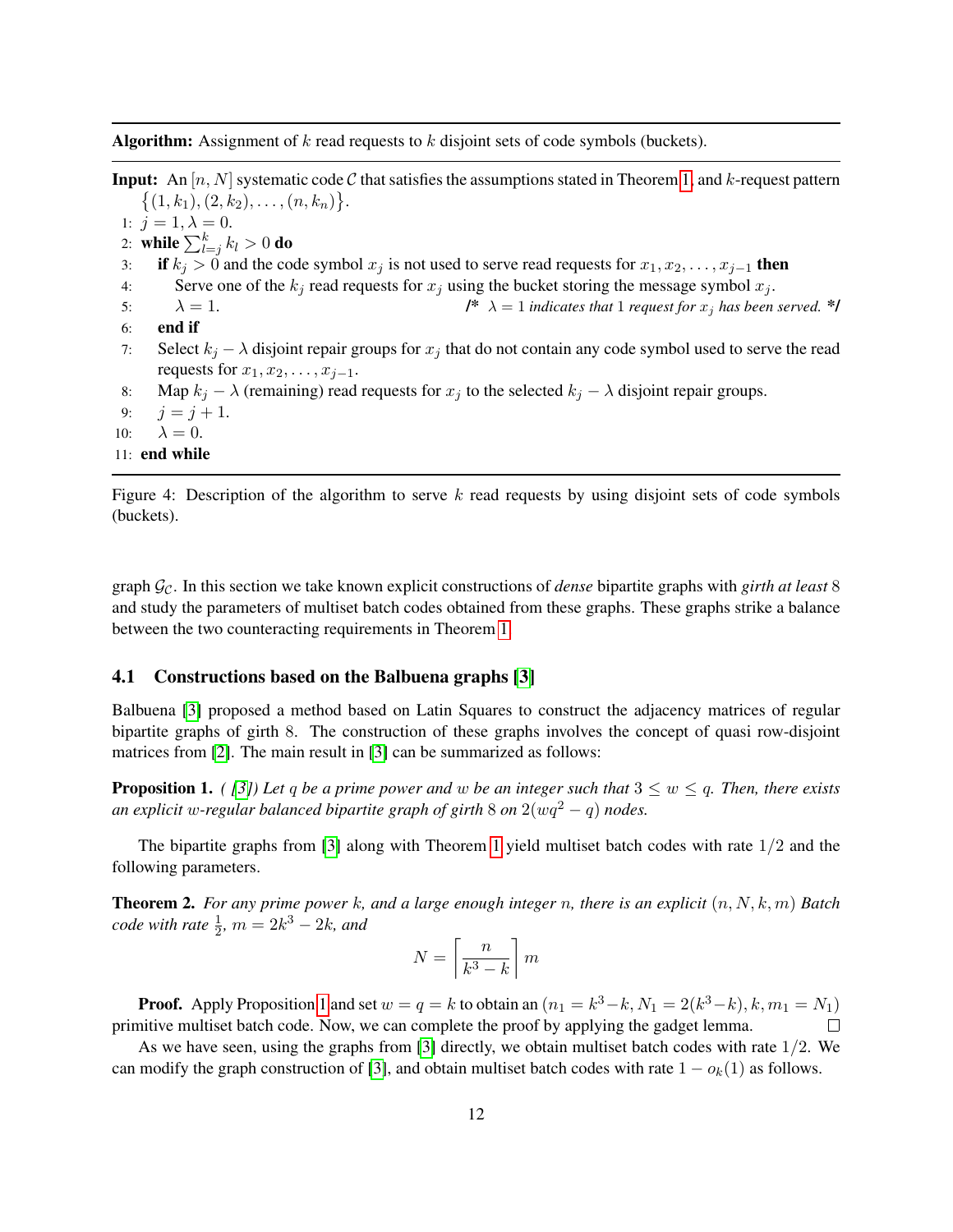**Algorithm:** Assignment of $k$ read requests to $k$ disjoint sets of code symbols (buckets).

---

**Input:** An $[n, N]$ systematic code $\mathcal{C}$ that satisfies the assumptions stated in Theorem 1, and $k$-request pattern $\{(1, k_1), (2, k_2), \ldots, (n, k_n)\}$.

```
1:  j = 1, λ = 0.
2:  while Σ_{l=j}^{k} k_l > 0 do
3:     if k_j > 0 and the code symbol x_j is not used to serve read requests for x_1, x_2, ..., x_{j-1} then
4:        Serve one of the k_j read requests for x_j using the bucket storing the message symbol x_j.
5:        λ = 1.                     /* λ = 1 indicates that 1 request for x_j has been served. */
6:     end if
7:     Select k_j − λ disjoint repair groups for x_j that do not contain any code symbol used to serve the read
       requests for x_1, x_2, ..., x_{j-1}.
8:     Map k_j − λ (remaining) read requests for x_j to the selected k_j − λ disjoint repair groups.
9:     j = j + 1.
10:    λ = 0.
11: end while
```

Figure 4: Description of the algorithm to serve $k$ read requests by using disjoint sets of code symbols (buckets).

graph $\mathcal{G}_{\mathcal{C}}$. In this section we take known explicit constructions of *dense* bipartite graphs with *girth at least* 8 and study the parameters of multiset batch codes obtained from these graphs. These graphs strike a balance between the two counteracting requirements in Theorem 1.

### 4.1 Constructions based on the Balbuena graphs [3]

Balbuena [3] proposed a method based on Latin Squares to construct the adjacency matrices of regular bipartite graphs of girth 8. The construction of these graphs involves the concept of quasi row-disjoint matrices from [2]. The main result in [3] can be summarized as follows:

**Proposition 1.** *( [3]) Let $q$ be a prime power and $w$ be an integer such that $3 \leq w \leq q$. Then, there exists an explicit $w$-regular balanced bipartite graph of girth 8 on $2(wq^2 - q)$ nodes.*

The bipartite graphs from [3] along with Theorem 1 yield multiset batch codes with rate $1/2$ and the following parameters.

**Theorem 2.** *For any prime power $k$, and a large enough integer $n$, there is an explicit $(n, N, k, m)$ Batch code with rate $\frac{1}{2}$, $m = 2k^3 - 2k$, and*

$$N = \left\lceil \frac{n}{k^3 - k} \right\rceil m$$

**Proof.** Apply Proposition 1 and set $w = q = k$ to obtain an $(n_1 = k^3 - k, N_1 = 2(k^3 - k), k, m_1 = N_1)$ primitive multiset batch code. Now, we can complete the proof by applying the gadget lemma. □

As we have seen, using the graphs from [3] directly, we obtain multiset batch codes with rate $1/2$. We can modify the graph construction of [3], and obtain multiset batch codes with rate $1 - o_k(1)$ as follows.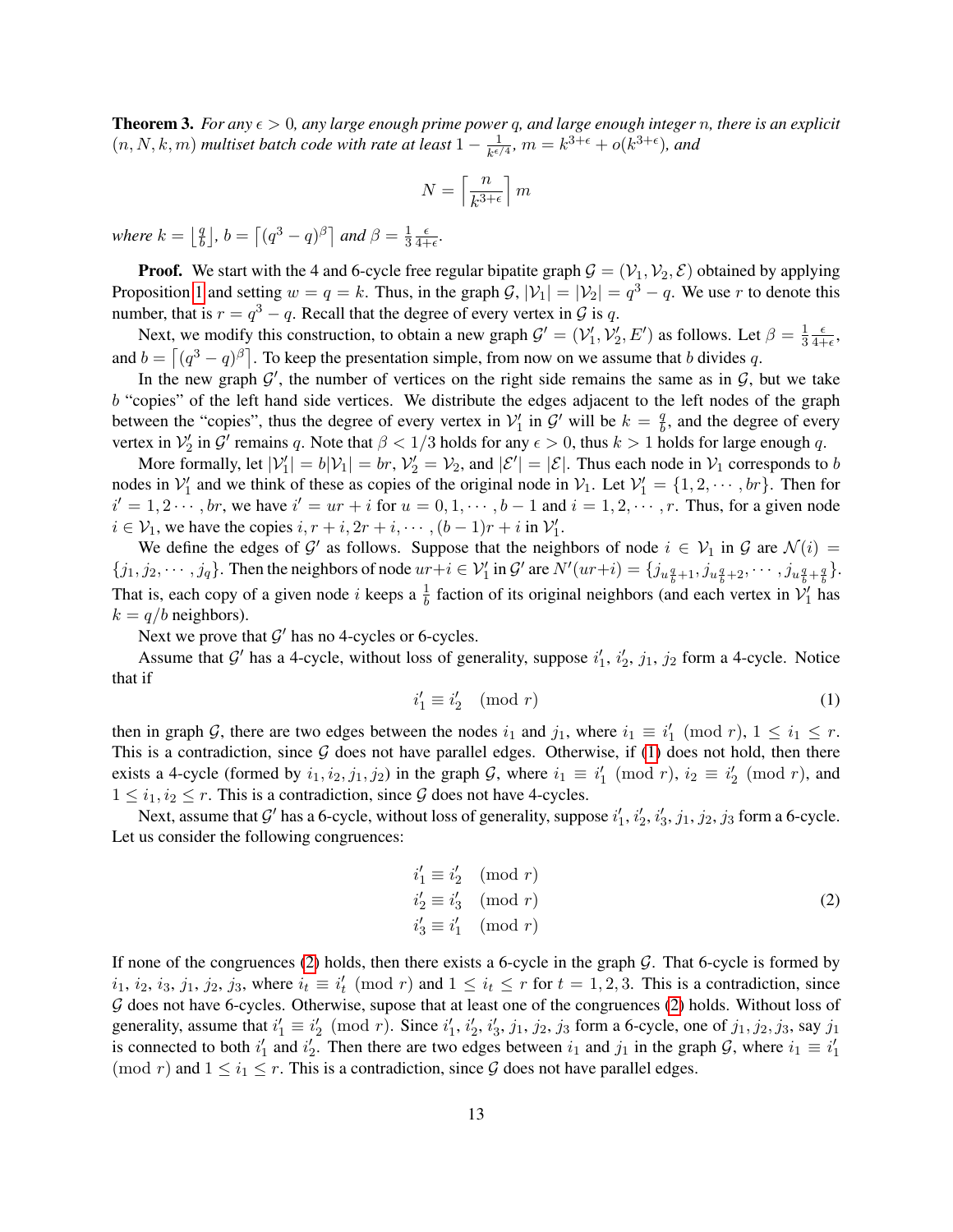**Theorem 3.** *For any $\epsilon > 0$, any large enough prime power $q$, and large enough integer $n$, there is an explicit $(n, N, k, m)$ multiset batch code with rate at least $1 - \frac{1}{k^{\epsilon/4}}$, $m = k^{3+\epsilon} + o(k^{3+\epsilon})$, and*

$$N = \left\lceil \frac{n}{k^{3+\epsilon}} \right\rceil m$$

*where $k = \lfloor \frac{q}{b} \rfloor$, $b = \lceil (q^3 - q)^\beta \rceil$ and $\beta = \frac{1}{3}\frac{\epsilon}{4+\epsilon}$.*

**Proof.** We start with the 4 and 6-cycle free regular bipatite graph $\mathcal{G} = (\mathcal{V}_1, \mathcal{V}_2, \mathcal{E})$ obtained by applying Proposition 1 and setting $w = q = k$. Thus, in the graph $\mathcal{G}$, $|\mathcal{V}_1| = |\mathcal{V}_2| = q^3 - q$. We use $r$ to denote this number, that is $r = q^3 - q$. Recall that the degree of every vertex in $\mathcal{G}$ is $q$.

Next, we modify this construction, to obtain a new graph $\mathcal{G}' = (\mathcal{V}_1', \mathcal{V}_2', E')$ as follows. Let $\beta = \frac{1}{3}\frac{\epsilon}{4+\epsilon}$, and $b = \lceil (q^3 - q)^\beta \rceil$. To keep the presentation simple, from now on we assume that $b$ divides $q$.

In the new graph $\mathcal{G}'$, the number of vertices on the right side remains the same as in $\mathcal{G}$, but we take $b$ "copies" of the left hand side vertices. We distribute the edges adjacent to the left nodes of the graph between the "copies", thus the degree of every vertex in $\mathcal{V}_1'$ in $\mathcal{G}'$ will be $k = \frac{q}{b}$, and the degree of every vertex in $\mathcal{V}_2'$ in $\mathcal{G}'$ remains $q$. Note that $\beta < 1/3$ holds for any $\epsilon > 0$, thus $k > 1$ holds for large enough $q$.

More formally, let $|\mathcal{V}_1'| = b|\mathcal{V}_1| = br$, $\mathcal{V}_2' = \mathcal{V}_2$, and $|\mathcal{E}'| = |\mathcal{E}|$. Thus each node in $\mathcal{V}_1$ corresponds to $b$ nodes in $\mathcal{V}_1'$ and we think of these as copies of the original node in $\mathcal{V}_1$. Let $\mathcal{V}_1' = \{1, 2, \cdots, br\}$. Then for $i' = 1, 2 \cdots, br$, we have $i' = ur + i$ for $u = 0, 1, \cdots, b-1$ and $i = 1, 2, \cdots, r$. Thus, for a given node $i \in \mathcal{V}_1$, we have the copies $i, r+i, 2r+i, \cdots, (b-1)r+i$ in $\mathcal{V}_1'$.

We define the edges of $\mathcal{G}'$ as follows. Suppose that the neighbors of node $i \in \mathcal{V}_1$ in $\mathcal{G}$ are $\mathcal{N}(i) = \{j_1, j_2, \cdots, j_q\}$. Then the neighbors of node $ur+i \in \mathcal{V}_1'$ in $\mathcal{G}'$ are $N'(ur+i) = \{j_{u\frac{q}{b}+1}, j_{u\frac{q}{b}+2}, \cdots, j_{u\frac{q}{b}+\frac{q}{b}}\}$. That is, each copy of a given node $i$ keeps a $\frac{1}{b}$ faction of its original neighbors (and each vertex in $\mathcal{V}_1'$ has $k = q/b$ neighbors).

Next we prove that $\mathcal{G}'$ has no 4-cycles or 6-cycles.

Assume that $\mathcal{G}'$ has a 4-cycle, without loss of generality, suppose $i_1'$, $i_2'$, $j_1$, $j_2$ form a 4-cycle. Notice that if

$$i_1' \equiv i_2' \pmod r \tag{1}$$

then in graph $\mathcal{G}$, there are two edges between the nodes $i_1$ and $j_1$, where $i_1 \equiv i_1' \pmod r$, $1 \le i_1 \le r$. This is a contradiction, since $\mathcal{G}$ does not have parallel edges. Otherwise, if (1) does not hold, then there exists a 4-cycle (formed by $i_1, i_2, j_1, j_2$) in the graph $\mathcal{G}$, where $i_1 \equiv i_1' \pmod r$, $i_2 \equiv i_2' \pmod r$, and $1 \le i_1, i_2 \le r$. This is a contradiction, since $\mathcal{G}$ does not have 4-cycles.

Next, assume that $\mathcal{G}'$ has a 6-cycle, without loss of generality, suppose $i_1'$, $i_2'$, $i_3'$, $j_1$, $j_2$, $j_3$ form a 6-cycle. Let us consider the following congruences:

$$\begin{aligned} i_1' &\equiv i_2' \pmod r \\ i_2' &\equiv i_3' \pmod r \\ i_3' &\equiv i_1' \pmod r \end{aligned} \tag{2}$$

If none of the congruences (2) holds, then there exists a 6-cycle in the graph $\mathcal{G}$. That 6-cycle is formed by $i_1$, $i_2$, $i_3$, $j_1$, $j_2$, $j_3$, where $i_t \equiv i_t' \pmod r$ and $1 \le i_t \le r$ for $t = 1, 2, 3$. This is a contradiction, since $\mathcal{G}$ does not have 6-cycles. Otherwise, supose that at least one of the congruences (2) holds. Without loss of generality, assume that $i_1' \equiv i_2' \pmod r$. Since $i_1'$, $i_2'$, $i_3'$, $j_1$, $j_2$, $j_3$ form a 6-cycle, one of $j_1, j_2, j_3$, say $j_1$ is connected to both $i_1'$ and $i_2'$. Then there are two edges between $i_1$ and $j_1$ in the graph $\mathcal{G}$, where $i_1 \equiv i_1' \pmod r$ and $1 \le i_1 \le r$. This is a contradiction, since $\mathcal{G}$ does not have parallel edges.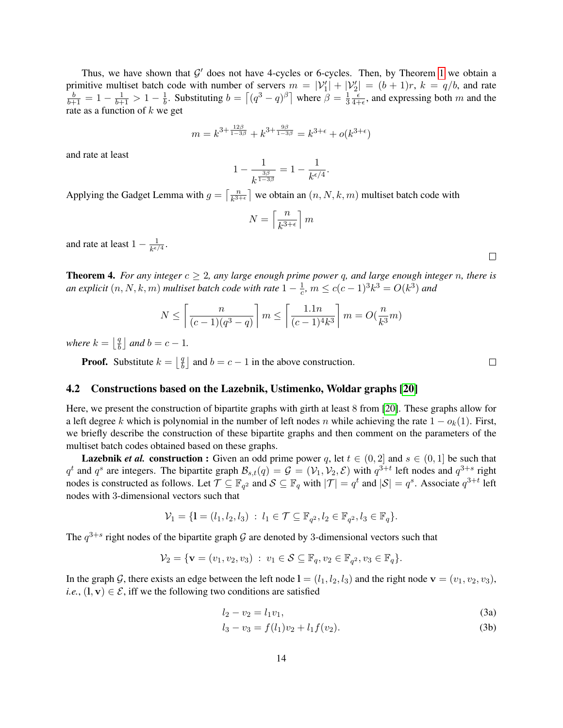Thus, we have shown that $\mathcal{G}'$ does not have 4-cycles or 6-cycles. Then, by Theorem 1 we obtain a primitive multiset batch code with number of servers $m = |\mathcal{V}_1'| + |\mathcal{V}_2'| = (b+1)r$, $k = q/b$, and rate $\frac{b}{b+1} = 1 - \frac{1}{b+1} > 1 - \frac{1}{b}$. Substituting $b = \lceil (q^3 - q)^\beta \rceil$ where $\beta = \frac{1}{3}\frac{\epsilon}{4+\epsilon}$, and expressing both $m$ and the rate as a function of $k$ we get

$$m = k^{3+\frac{12\beta}{1-3\beta}} + k^{3+\frac{9\beta}{1-3\beta}} = k^{3+\epsilon} + o(k^{3+\epsilon})$$

and rate at least

$$1 - \frac{1}{k^{\frac{3\beta}{1-3\beta}}} = 1 - \frac{1}{k^{\epsilon/4}}.$$

Applying the Gadget Lemma with $g = \lceil \frac{n}{k^{3+\epsilon}} \rceil$ we obtain an $(n, N, k, m)$ multiset batch code with

$$N = \left\lceil \frac{n}{k^{3+\epsilon}} \right\rceil m$$

and rate at least $1 - \frac{1}{k^{\epsilon/4}}$.

□

**Theorem 4.** *For any integer $c \geq 2$, any large enough prime power $q$, and large enough integer $n$, there is an explicit $(n, N, k, m)$ multiset batch code with rate $1 - \frac{1}{c}$, $m \leq c(c-1)^3 k^3 = O(k^3)$ and*

$$N \leq \left\lceil \frac{n}{(c-1)(q^3 - q)} \right\rceil m \leq \left\lceil \frac{1.1n}{(c-1)^4 k^3} \right\rceil m = O(\frac{n}{k^3} m)$$

*where $k = \lfloor \frac{q}{b} \rfloor$ and $b = c - 1$.*

**Proof.** Substitute $k = \lfloor \frac{q}{b} \rfloor$ and $b = c - 1$ in the above construction. □

## 4.2 Constructions based on the Lazebnik, Ustimenko, Woldar graphs [20]

Here, we present the construction of bipartite graphs with girth at least 8 from [20]. These graphs allow for a left degree $k$ which is polynomial in the number of left nodes $n$ while achieving the rate $1 - o_k(1)$. First, we briefly describe the construction of these bipartite graphs and then comment on the parameters of the multiset batch codes obtained based on these graphs.

**Lazebnik *et al.* construction :** Given an odd prime power $q$, let $t \in (0, 2]$ and $s \in (0, 1]$ be such that $q^t$ and $q^s$ are integers. The bipartite graph $\mathcal{B}_{s,t}(q) = \mathcal{G} = (\mathcal{V}_1, \mathcal{V}_2, \mathcal{E})$ with $q^{3+t}$ left nodes and $q^{3+s}$ right nodes is constructed as follows. Let $\mathcal{T} \subseteq \mathbb{F}_{q^2}$ and $\mathcal{S} \subseteq \mathbb{F}_q$ with $|\mathcal{T}| = q^t$ and $|\mathcal{S}| = q^s$. Associate $q^{3+t}$ left nodes with 3-dimensional vectors such that

$$\mathcal{V}_1 = \{\mathbf{l} = (l_1, l_2, l_3) \; : \; l_1 \in \mathcal{T} \subseteq \mathbb{F}_{q^2}, l_2 \in \mathbb{F}_{q^2}, l_3 \in \mathbb{F}_q\}.$$

The $q^{3+s}$ right nodes of the bipartite graph $\mathcal{G}$ are denoted by 3-dimensional vectors such that

$$\mathcal{V}_2 = \{\mathbf{v} = (v_1, v_2, v_3) \; : \; v_1 \in \mathcal{S} \subseteq \mathbb{F}_q, v_2 \in \mathbb{F}_{q^2}, v_3 \in \mathbb{F}_q\}.$$

In the graph $\mathcal{G}$, there exists an edge between the left node $\mathbf{l} = (l_1, l_2, l_3)$ and the right node $\mathbf{v} = (v_1, v_2, v_3)$, *i.e.*, $(\mathbf{l}, \mathbf{v}) \in \mathcal{E}$, iff we the following two conditions are satisfied

$$l_2 - v_2 = l_1 v_1, \tag{3a}$$

$$l_3 - v_3 = f(l_1) v_2 + l_1 f(v_2). \tag{3b}$$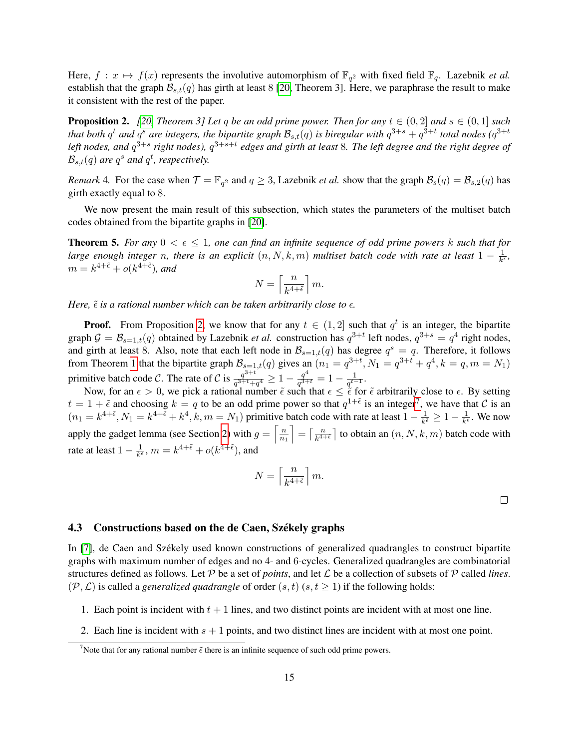Here, $f : x \mapsto f(x)$ represents the involutive automorphism of $\mathbb{F}_{q^2}$ with fixed field $\mathbb{F}_q$. Lazebnik *et al.* establish that the graph $\mathcal{B}_{s,t}(q)$ has girth at least 8 [20, Theorem 3]. Here, we paraphrase the result to make it consistent with the rest of the paper.

**Proposition 2.** *[20, Theorem 3] Let $q$ be an odd prime power. Then for any $t \in (0, 2]$ and $s \in (0, 1]$ such that both $q^t$ and $q^s$ are integers, the bipartite graph $\mathcal{B}_{s,t}(q)$ is biregular with $q^{3+s} + q^{3+t}$ total nodes ($q^{3+t}$ left nodes, and $q^{3+s}$ right nodes), $q^{3+s+t}$ edges and girth at least 8. The left degree and the right degree of $\mathcal{B}_{s,t}(q)$ are $q^s$ and $q^t$, respectively.*

*Remark* 4. For the case when $\mathcal{T} = \mathbb{F}_{q^2}$ and $q \geq 3$, Lazebnik *et al.* show that the graph $\mathcal{B}_s(q) = \mathcal{B}_{s,2}(q)$ has girth exactly equal to 8.

We now present the main result of this subsection, which states the parameters of the multiset batch codes obtained from the bipartite graphs in [20].

**Theorem 5.** *For any $0 < \epsilon \leq 1$, one can find an infinite sequence of odd prime powers $k$ such that for large enough integer $n$, there is an explicit $(n, N, k, m)$ multiset batch code with rate at least $1 - \frac{1}{k^\epsilon}$, $m = k^{4+\tilde{\epsilon}} + o(k^{4+\tilde{\epsilon}})$, and*

$$N = \left\lceil \frac{n}{k^{4+\tilde{\epsilon}}} \right\rceil m.$$

*Here, $\tilde{\epsilon}$ is a rational number which can be taken arbitrarily close to $\epsilon$.*

**Proof.** From Proposition 2, we know that for any $t \in (1, 2]$ such that $q^t$ is an integer, the bipartite graph $\mathcal{G} = \mathcal{B}_{s=1,t}(q)$ obtained by Lazebnik *et al.* construction has $q^{3+t}$ left nodes, $q^{3+s} = q^4$ right nodes, and girth at least 8. Also, note that each left node in $\mathcal{B}_{s=1,t}(q)$ has degree $q^s = q$. Therefore, it follows from Theorem 1 that the bipartite graph $\mathcal{B}_{s=1,t}(q)$ gives an $(n_1 = q^{3+t}, N_1 = q^{3+t} + q^4, k = q, m = N_1)$ primitive batch code $\mathcal{C}$. The rate of $\mathcal{C}$ is $\frac{q^{3+t}}{q^{3+t}+q^4} \geq 1 - \frac{q^4}{q^{3+t}} = 1 - \frac{1}{q^{t-1}}$.

Now, for an $\epsilon > 0$, we pick a rational number $\tilde{\epsilon}$ such that $\epsilon \leq \tilde{\epsilon}$ for $\tilde{\epsilon}$ arbitrarily close to $\epsilon$. By setting $t = 1 + \tilde{\epsilon}$ and choosing $k = q$ to be an odd prime power so that $q^{1+\tilde{\epsilon}}$ is an integer[7], we have that $\mathcal{C}$ is an $(n_1 = k^{4+\tilde{\epsilon}}, N_1 = k^{4+\tilde{\epsilon}} + k^4, k, m = N_1)$ primitive batch code with rate at least $1 - \frac{1}{k^{\tilde{\epsilon}}} \geq 1 - \frac{1}{k^\epsilon}$. We now apply the gadget lemma (see Section 2) with $g = \left\lceil \frac{n}{n_1} \right\rceil = \left\lceil \frac{n}{k^{4+\tilde{\epsilon}}} \right\rceil$ to obtain an $(n, N, k, m)$ batch code with rate at least $1 - \frac{1}{k^\epsilon}$, $m = k^{4+\tilde{\epsilon}} + o(k^{4+\tilde{\epsilon}})$, and

$$N = \left\lceil \frac{n}{k^{4+\tilde{\epsilon}}} \right\rceil m.$$

□

### 4.3 Constructions based on the de Caen, Székely graphs

In [7], de Caen and Székely used known constructions of generalized quadrangles to construct bipartite graphs with maximum number of edges and no 4- and 6-cycles. Generalized quadrangles are combinatorial structures defined as follows. Let $\mathcal{P}$ be a set of *points*, and let $\mathcal{L}$ be a collection of subsets of $\mathcal{P}$ called *lines*. $(\mathcal{P}, \mathcal{L})$ is called a *generalized quadrangle* of order $(s, t)$ $(s, t \geq 1)$ if the following holds:

1. Each point is incident with $t + 1$ lines, and two distinct points are incident with at most one line.
2. Each line is incident with $s + 1$ points, and two distinct lines are incident with at most one point.

[7] Note that for any rational number $\tilde{\epsilon}$ there is an infinite sequence of such odd prime powers.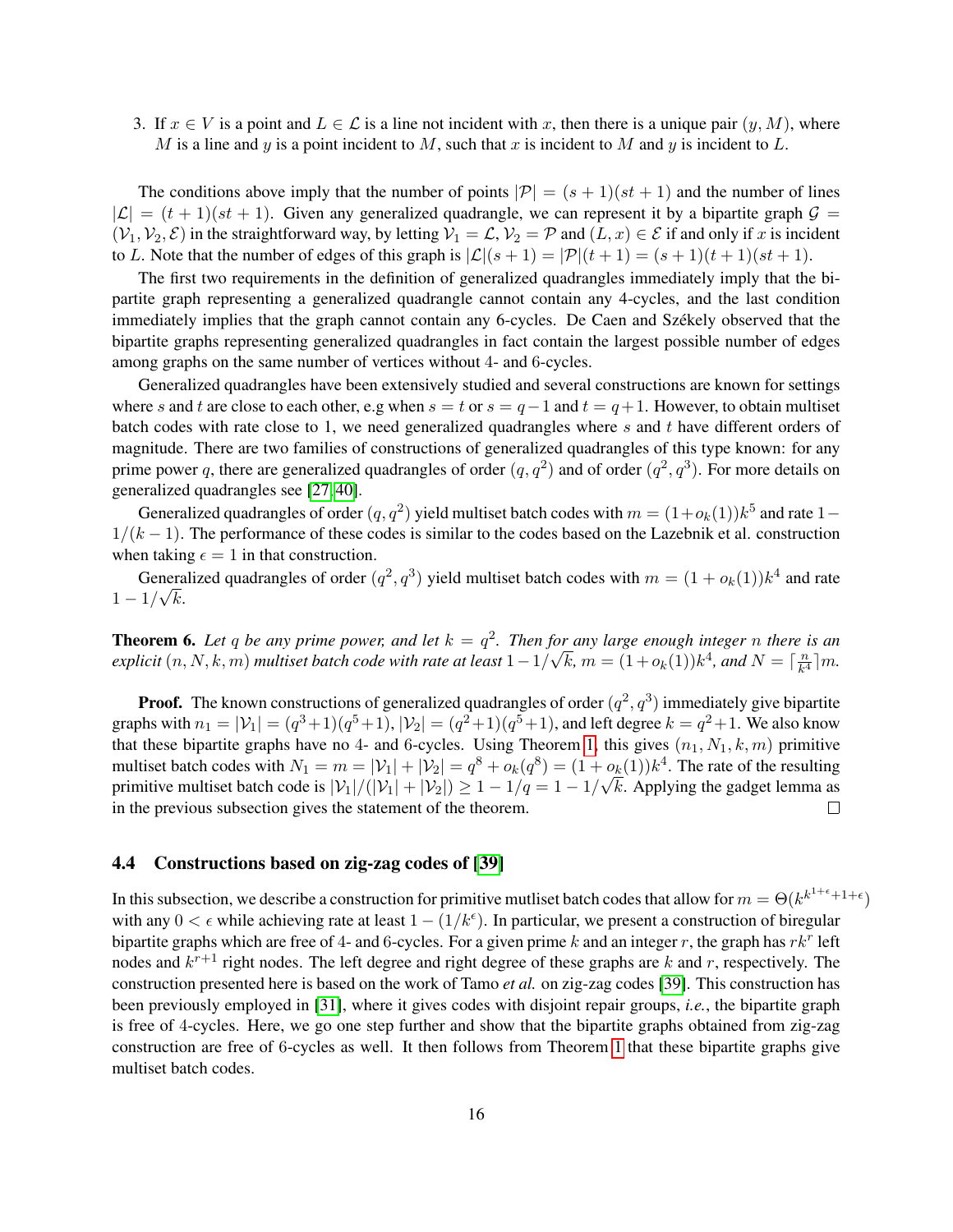3. If $x \in V$ is a point and $L \in \mathcal{L}$ is a line not incident with $x$, then there is a unique pair $(y, M)$, where $M$ is a line and $y$ is a point incident to $M$, such that $x$ is incident to $M$ and $y$ is incident to $L$.

The conditions above imply that the number of points $|\mathcal{P}| = (s+1)(st+1)$ and the number of lines $|\mathcal{L}| = (t+1)(st+1)$. Given any generalized quadrangle, we can represent it by a bipartite graph $\mathcal{G} = (\mathcal{V}_1, \mathcal{V}_2, \mathcal{E})$ in the straightforward way, by letting $\mathcal{V}_1 = \mathcal{L}$, $\mathcal{V}_2 = \mathcal{P}$ and $(L, x) \in \mathcal{E}$ if and only if $x$ is incident to $L$. Note that the number of edges of this graph is $|\mathcal{L}|(s+1) = |\mathcal{P}|(t+1) = (s+1)(t+1)(st+1)$.

The first two requirements in the definition of generalized quadrangles immediately imply that the bipartite graph representing a generalized quadrangle cannot contain any 4-cycles, and the last condition immediately implies that the graph cannot contain any 6-cycles. De Caen and Székely observed that the bipartite graphs representing generalized quadrangles in fact contain the largest possible number of edges among graphs on the same number of vertices without 4- and 6-cycles.

Generalized quadrangles have been extensively studied and several constructions are known for settings where $s$ and $t$ are close to each other, e.g when $s = t$ or $s = q-1$ and $t = q+1$. However, to obtain multiset batch codes with rate close to 1, we need generalized quadrangles where $s$ and $t$ have different orders of magnitude. There are two families of constructions of generalized quadrangles of this type known: for any prime power $q$, there are generalized quadrangles of order $(q, q^2)$ and of order $(q^2, q^3)$. For more details on generalized quadrangles see [27, 40].

Generalized quadrangles of order $(q, q^2)$ yield multiset batch codes with $m = (1+o_k(1))k^5$ and rate $1 - 1/(k-1)$. The performance of these codes is similar to the codes based on the Lazebnik et al. construction when taking $\epsilon = 1$ in that construction.

Generalized quadrangles of order $(q^2, q^3)$ yield multiset batch codes with $m = (1 + o_k(1))k^4$ and rate $1 - 1/\sqrt{k}$.

**Theorem 6.** *Let $q$ be any prime power, and let $k = q^2$. Then for any large enough integer $n$ there is an explicit $(n, N, k, m)$ multiset batch code with rate at least $1 - 1/\sqrt{k}$, $m = (1 + o_k(1))k^4$, and $N = \lceil \frac{n}{k^4} \rceil m$.*

**Proof.** The known constructions of generalized quadrangles of order $(q^2, q^3)$ immediately give bipartite graphs with $n_1 = |\mathcal{V}_1| = (q^3+1)(q^5+1)$, $|\mathcal{V}_2| = (q^2+1)(q^5+1)$, and left degree $k = q^2+1$. We also know that these bipartite graphs have no 4- and 6-cycles. Using Theorem 1, this gives $(n_1, N_1, k, m)$ primitive multiset batch codes with $N_1 = m = |\mathcal{V}_1| + |\mathcal{V}_2| = q^8 + o_k(q^8) = (1 + o_k(1))k^4$. The rate of the resulting primitive multiset batch code is $|\mathcal{V}_1|/(|\mathcal{V}_1| + |\mathcal{V}_2|) \geq 1 - 1/q = 1 - 1/\sqrt{k}$. Applying the gadget lemma as in the previous subsection gives the statement of the theorem. $\square$

### 4.4 Constructions based on zig-zag codes of [39]

In this subsection, we describe a construction for primitive mutliset batch codes that allow for $m = \Theta(k^{k^{1+\epsilon}+1+\epsilon})$ with any $0 < \epsilon$ while achieving rate at least $1 - (1/k^{\epsilon})$. In particular, we present a construction of biregular bipartite graphs which are free of 4- and 6-cycles. For a given prime $k$ and an integer $r$, the graph has $rk^r$ left nodes and $k^{r+1}$ right nodes. The left degree and right degree of these graphs are $k$ and $r$, respectively. The construction presented here is based on the work of Tamo *et al.* on zig-zag codes [39]. This construction has been previously employed in [31], where it gives codes with disjoint repair groups, *i.e.*, the bipartite graph is free of 4-cycles. Here, we go one step further and show that the bipartite graphs obtained from zig-zag construction are free of 6-cycles as well. It then follows from Theorem 1 that these bipartite graphs give multiset batch codes.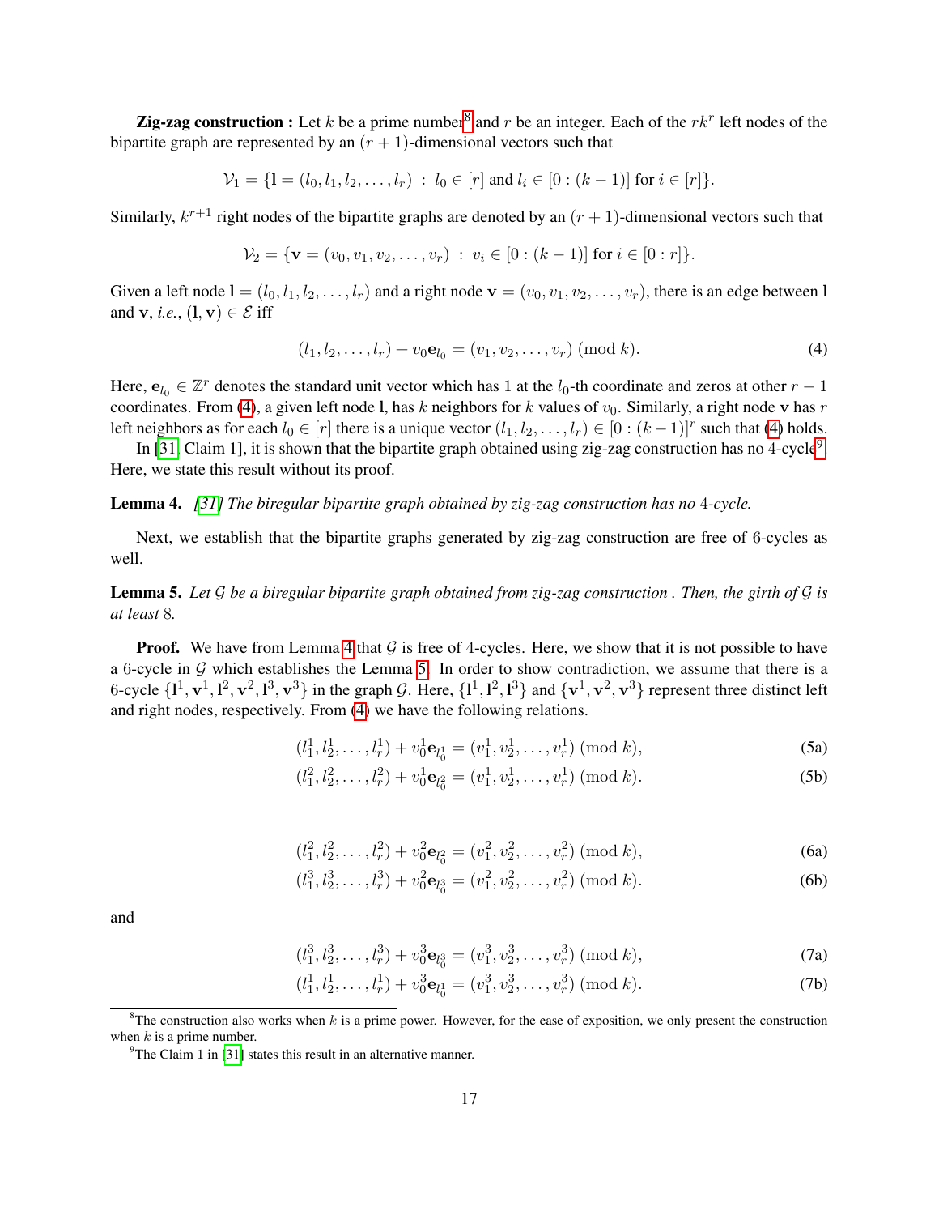**Zig-zag construction :** Let $k$ be a prime number[8] and $r$ be an integer. Each of the $rk^r$ left nodes of the bipartite graph are represented by an $(r+1)$-dimensional vectors such that

$$\mathcal{V}_1 = \{\mathbf{l} = (l_0, l_1, l_2, \ldots, l_r) \; : \; l_0 \in [r] \text{ and } l_i \in [0:(k-1)] \text{ for } i \in [r]\}.$$

Similarly, $k^{r+1}$ right nodes of the bipartite graphs are denoted by an $(r+1)$-dimensional vectors such that

$$\mathcal{V}_2 = \{\mathbf{v} = (v_0, v_1, v_2, \ldots, v_r) \; : \; v_i \in [0:(k-1)] \text{ for } i \in [0:r]\}.$$

Given a left node $\mathbf{l} = (l_0, l_1, l_2, \ldots, l_r)$ and a right node $\mathbf{v} = (v_0, v_1, v_2, \ldots, v_r)$, there is an edge between $\mathbf{l}$ and $\mathbf{v}$, *i.e.*, $(\mathbf{l}, \mathbf{v}) \in \mathcal{E}$ iff

$$(l_1, l_2, \ldots, l_r) + v_0 \mathbf{e}_{l_0} = (v_1, v_2, \ldots, v_r) \; (\text{mod } k). \tag{4}$$

Here, $\mathbf{e}_{l_0} \in \mathbb{Z}^r$ denotes the standard unit vector which has 1 at the $l_0$-th coordinate and zeros at other $r-1$ coordinates. From (4), a given left node $\mathbf{l}$, has $k$ neighbors for $k$ values of $v_0$. Similarly, a right node $\mathbf{v}$ has $r$ left neighbors as for each $l_0 \in [r]$ there is a unique vector $(l_1, l_2, \ldots, l_r) \in [0:(k-1)]^r$ such that (4) holds.

In [31, Claim 1], it is shown that the bipartite graph obtained using zig-zag construction has no 4-cycle[9]. Here, we state this result without its proof.

**Lemma 4.** *[31] The biregular bipartite graph obtained by zig-zag construction has no 4-cycle.*

Next, we establish that the bipartite graphs generated by zig-zag construction are free of 6-cycles as well.

**Lemma 5.** *Let $\mathcal{G}$ be a biregular bipartite graph obtained from zig-zag construction . Then, the girth of $\mathcal{G}$ is at least 8.*

**Proof.** We have from Lemma 4 that $\mathcal{G}$ is free of 4-cycles. Here, we show that it is not possible to have a 6-cycle in $\mathcal{G}$ which establishes the Lemma 5. In order to show contradiction, we assume that there is a 6-cycle $\{\mathbf{l}^1, \mathbf{v}^1, \mathbf{l}^2, \mathbf{v}^2, \mathbf{l}^3, \mathbf{v}^3\}$ in the graph $\mathcal{G}$. Here, $\{\mathbf{l}^1, \mathbf{l}^2, \mathbf{l}^3\}$ and $\{\mathbf{v}^1, \mathbf{v}^2, \mathbf{v}^3\}$ represent three distinct left and right nodes, respectively. From (4) we have the following relations.

$$(l_1^1, l_2^1, \ldots, l_r^1) + v_0^1 \mathbf{e}_{l_0^1} = (v_1^1, v_2^1, \ldots, v_r^1) \; (\text{mod } k), \tag{5a}$$

$$(l_1^2, l_2^2, \ldots, l_r^2) + v_0^1 \mathbf{e}_{l_0^2} = (v_1^1, v_2^1, \ldots, v_r^1) \; (\text{mod } k). \tag{5b}$$

$$(l_1^2, l_2^2, \ldots, l_r^2) + v_0^2 \mathbf{e}_{l_0^2} = (v_1^2, v_2^2, \ldots, v_r^2) \; (\text{mod } k), \tag{6a}$$

$$(l_1^3, l_2^3, \ldots, l_r^3) + v_0^2 \mathbf{e}_{l_0^3} = (v_1^2, v_2^2, \ldots, v_r^2) \; (\text{mod } k). \tag{6b}$$

and

$$(l_1^3, l_2^3, \ldots, l_r^3) + v_0^3 \mathbf{e}_{l_0^3} = (v_1^3, v_2^3, \ldots, v_r^3) \; (\text{mod } k), \tag{7a}$$

$$(l_1^1, l_2^1, \ldots, l_r^1) + v_0^3 \mathbf{e}_{l_0^1} = (v_1^3, v_2^3, \ldots, v_r^3) \; (\text{mod } k). \tag{7b}$$

[8] The construction also works when $k$ is a prime power. However, for the ease of exposition, we only present the construction when $k$ is a prime number.

[9] The Claim 1 in [31] states this result in an alternative manner.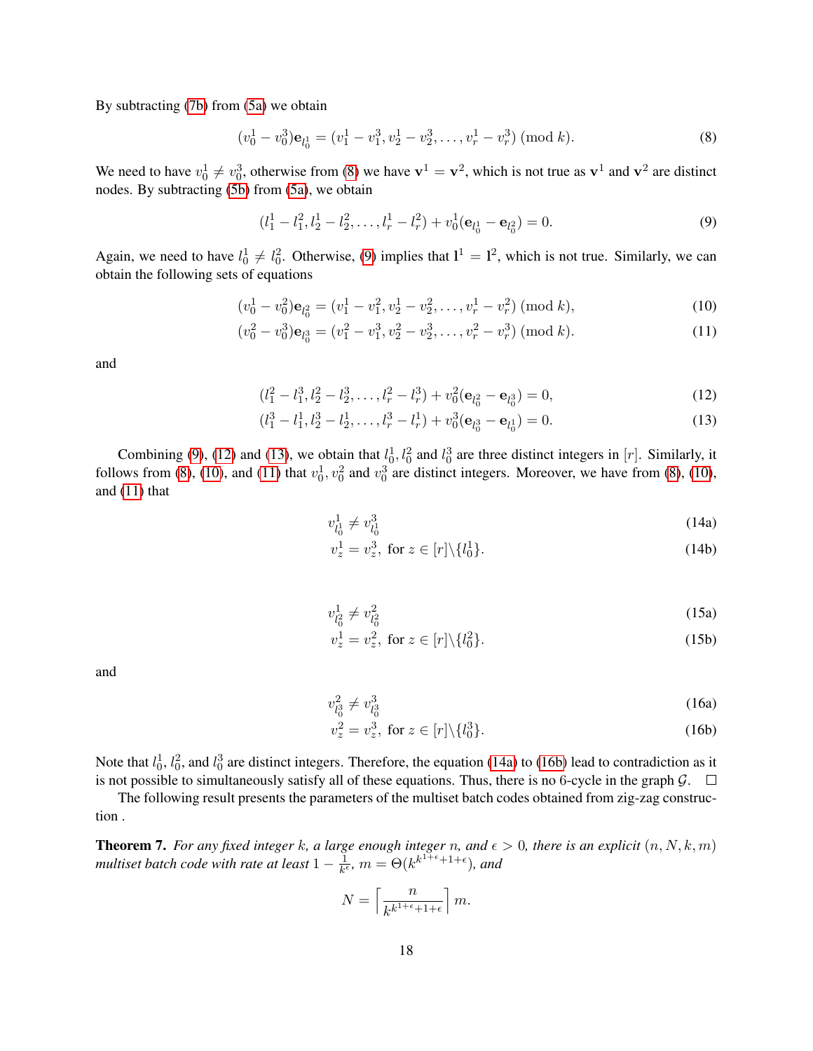By subtracting (7b) from (5a) we obtain

$$(v_0^1 - v_0^3)\mathbf{e}_{l_0^1} = (v_1^1 - v_1^3, v_2^1 - v_2^3, \ldots, v_r^1 - v_r^3) \pmod{k}. \tag{8}$$

We need to have $v_0^1 \neq v_0^3$, otherwise from (8) we have $\mathbf{v}^1 = \mathbf{v}^2$, which is not true as $\mathbf{v}^1$ and $\mathbf{v}^2$ are distinct nodes. By subtracting (5b) from (5a), we obtain

$$(l_1^1 - l_1^2, l_2^1 - l_2^2, \ldots, l_r^1 - l_r^2) + v_0^1(\mathbf{e}_{l_0^1} - \mathbf{e}_{l_0^2}) = 0. \tag{9}$$

Again, we need to have $l_0^1 \neq l_0^2$. Otherwise, (9) implies that $\mathbf{l}^1 = \mathbf{l}^2$, which is not true. Similarly, we can obtain the following sets of equations

$$(v_0^1 - v_0^2)\mathbf{e}_{l_0^2} = (v_1^1 - v_1^2, v_2^1 - v_2^2, \ldots, v_r^1 - v_r^2) \pmod{k}, \tag{10}$$

$$(v_0^2 - v_0^3)\mathbf{e}_{l_0^3} = (v_1^2 - v_1^3, v_2^2 - v_2^3, \ldots, v_r^2 - v_r^3) \pmod{k}. \tag{11}$$

and

$$(l_1^2 - l_1^3, l_2^2 - l_2^3, \ldots, l_r^2 - l_r^3) + v_0^2(\mathbf{e}_{l_0^2} - \mathbf{e}_{l_0^3}) = 0, \tag{12}$$

$$(l_1^3 - l_1^1, l_2^3 - l_2^1, \ldots, l_r^3 - l_r^1) + v_0^3(\mathbf{e}_{l_0^3} - \mathbf{e}_{l_0^1}) = 0. \tag{13}$$

Combining (9), (12) and (13), we obtain that $l_0^1, l_0^2$ and $l_0^3$ are three distinct integers in $[r]$. Similarly, it follows from (8), (10), and (11) that $v_0^1, v_0^2$ and $v_0^3$ are distinct integers. Moreover, we have from (8), (10), and (11) that

$$v_{l_0^1}^1 \neq v_{l_0^1}^3 \tag{14a}$$

$$v_z^1 = v_z^3, \text{ for } z \in [r] \backslash \{l_0^1\}. \tag{14b}$$

$$v_{l_0^2}^1 \neq v_{l_0^2}^2 \tag{15a}$$

$$v_z^1 = v_z^2, \text{ for } z \in [r] \backslash \{l_0^2\}. \tag{15b}$$

and

$$v_{l_0^3}^2 \neq v_{l_0^3}^3 \tag{16a}$$

$$v_z^2 = v_z^3, \text{ for } z \in [r] \backslash \{l_0^3\}. \tag{16b}$$

Note that $l_0^1$, $l_0^2$, and $l_0^3$ are distinct integers. Therefore, the equation (14a) to (16b) lead to contradiction as it is not possible to simultaneously satisfy all of these equations. Thus, there is no 6-cycle in the graph $\mathcal{G}$. $\square$

The following result presents the parameters of the multiset batch codes obtained from zig-zag construction .

**Theorem 7.** *For any fixed integer $k$, a large enough integer $n$, and $\epsilon > 0$, there is an explicit $(n, N, k, m)$ multiset batch code with rate at least $1 - \frac{1}{k^\epsilon}$, $m = \Theta(k^{k^{1+\epsilon}+1+\epsilon})$, and*

$$N = \left\lceil \frac{n}{k^{k^{1+\epsilon}+1+\epsilon}} \right\rceil m.$$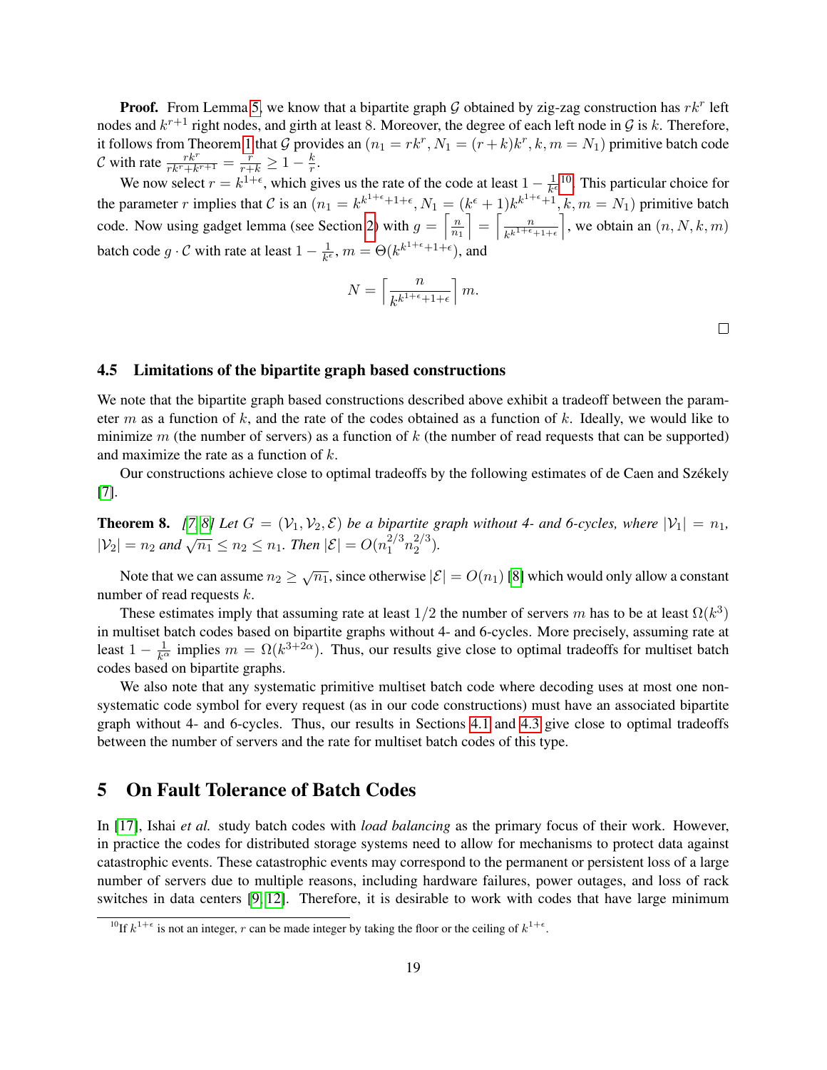**Proof.** From Lemma 5, we know that a bipartite graph $\mathcal{G}$ obtained by zig-zag construction has $rk^r$ left nodes and $k^{r+1}$ right nodes, and girth at least 8. Moreover, the degree of each left node in $\mathcal{G}$ is $k$. Therefore, it follows from Theorem 1 that $\mathcal{G}$ provides an $(n_1 = rk^r, N_1 = (r+k)k^r, k, m = N_1)$ primitive batch code $\mathcal{C}$ with rate $\frac{rk^r}{rk^r + k^{r+1}} = \frac{r}{r+k} \geq 1 - \frac{k}{r}$.

We now select $r = k^{1+\epsilon}$, which gives us the rate of the code at least $1 - \frac{1}{k^\epsilon}$[10]. This particular choice for the parameter $r$ implies that $\mathcal{C}$ is an $(n_1 = k^{k^{1+\epsilon}+1+\epsilon}, N_1 = (k^\epsilon + 1)k^{k^{1+\epsilon}+1}, k, m = N_1)$ primitive batch code. Now using gadget lemma (see Section 2) with $g = \left\lceil \frac{n}{n_1} \right\rceil = \left\lceil \frac{n}{k^{k^{1+\epsilon}+1+\epsilon}} \right\rceil$, we obtain an $(n, N, k, m)$ batch code $g \cdot \mathcal{C}$ with rate at least $1 - \frac{1}{k^\epsilon}$, $m = \Theta(k^{k^{1+\epsilon}+1+\epsilon})$, and

$$N = \left\lceil \frac{n}{k^{k^{1+\epsilon}+1+\epsilon}} \right\rceil m.$$

□

### 4.5 Limitations of the bipartite graph based constructions

We note that the bipartite graph based constructions described above exhibit a tradeoff between the parameter $m$ as a function of $k$, and the rate of the codes obtained as a function of $k$. Ideally, we would like to minimize $m$ (the number of servers) as a function of $k$ (the number of read requests that can be supported) and maximize the rate as a function of $k$.

Our constructions achieve close to optimal tradeoffs by the following estimates of de Caen and Székely [7].

**Theorem 8.** *[7, 8] Let $G = (\mathcal{V}_1, \mathcal{V}_2, \mathcal{E})$ be a bipartite graph without 4- and 6-cycles, where $|\mathcal{V}_1| = n_1$, $|\mathcal{V}_2| = n_2$ and $\sqrt{n_1} \leq n_2 \leq n_1$. Then $|\mathcal{E}| = O(n_1^{2/3} n_2^{2/3})$.*

Note that we can assume $n_2 \geq \sqrt{n_1}$, since otherwise $|\mathcal{E}| = O(n_1)$ [8] which would only allow a constant number of read requests $k$.

These estimates imply that assuming rate at least $1/2$ the number of servers $m$ has to be at least $\Omega(k^3)$ in multiset batch codes based on bipartite graphs without 4- and 6-cycles. More precisely, assuming rate at least $1 - \frac{1}{k^\alpha}$ implies $m = \Omega(k^{3+2\alpha})$. Thus, our results give close to optimal tradeoffs for multiset batch codes based on bipartite graphs.

We also note that any systematic primitive multiset batch code where decoding uses at most one non-systematic code symbol for every request (as in our code constructions) must have an associated bipartite graph without 4- and 6-cycles. Thus, our results in Sections 4.1 and 4.3 give close to optimal tradeoffs between the number of servers and the rate for multiset batch codes of this type.

## 5 On Fault Tolerance of Batch Codes

In [17], Ishai *et al.* study batch codes with *load balancing* as the primary focus of their work. However, in practice the codes for distributed storage systems need to allow for mechanisms to protect data against catastrophic events. These catastrophic events may correspond to the permanent or persistent loss of a large number of servers due to multiple reasons, including hardware failures, power outages, and loss of rack switches in data centers [9, 12]. Therefore, it is desirable to work with codes that have large minimum

[10] If $k^{1+\epsilon}$ is not an integer, $r$ can be made integer by taking the floor or the ceiling of $k^{1+\epsilon}$.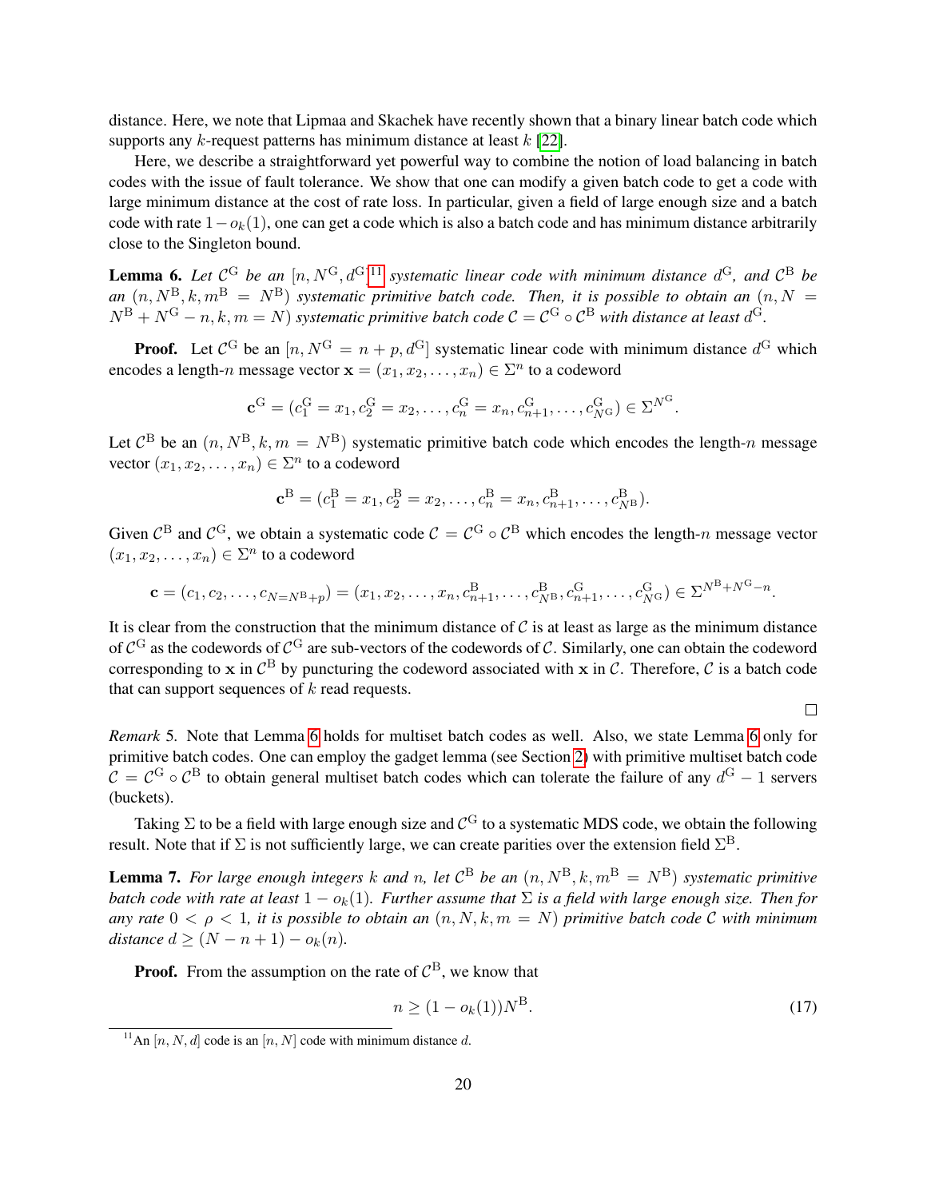distance. Here, we note that Lipmaa and Skachek have recently shown that a binary linear batch code which supports any $k$-request patterns has minimum distance at least $k$ [22].

Here, we describe a straightforward yet powerful way to combine the notion of load balancing in batch codes with the issue of fault tolerance. We show that one can modify a given batch code to get a code with large minimum distance at the cost of rate loss. In particular, given a field of large enough size and a batch code with rate $1 - o_k(1)$, one can get a code which is also a batch code and has minimum distance arbitrarily close to the Singleton bound.

**Lemma 6.** *Let $\mathcal{C}^{\mathrm{G}}$ be an $[n, N^{\mathrm{G}}, d^{\mathrm{G}}]$[11] systematic linear code with minimum distance $d^{\mathrm{G}}$, and $\mathcal{C}^{\mathrm{B}}$ be an $(n, N^{\mathrm{B}}, k, m^{\mathrm{B}} = N^{\mathrm{B}})$ systematic primitive batch code. Then, it is possible to obtain an $(n, N = N^{\mathrm{B}} + N^{\mathrm{G}} - n, k, m = N)$ systematic primitive batch code $\mathcal{C} = \mathcal{C}^{\mathrm{G}} \circ \mathcal{C}^{\mathrm{B}}$ with distance at least $d^{\mathrm{G}}$.*

**Proof.** Let $\mathcal{C}^{\mathrm{G}}$ be an $[n, N^{\mathrm{G}} = n + p, d^{\mathrm{G}}]$ systematic linear code with minimum distance $d^{\mathrm{G}}$ which encodes a length-$n$ message vector $\mathbf{x} = (x_1, x_2, \ldots, x_n) \in \Sigma^n$ to a codeword

$$\mathbf{c}^{\mathrm{G}} = (c_1^{\mathrm{G}} = x_1, c_2^{\mathrm{G}} = x_2, \ldots, c_n^{\mathrm{G}} = x_n, c_{n+1}^{\mathrm{G}}, \ldots, c_{N^{\mathrm{G}}}^{\mathrm{G}}) \in \Sigma^{N^{\mathrm{G}}}.$$

Let $\mathcal{C}^{\mathrm{B}}$ be an $(n, N^{\mathrm{B}}, k, m = N^{\mathrm{B}})$ systematic primitive batch code which encodes the length-$n$ message vector $(x_1, x_2, \ldots, x_n) \in \Sigma^n$ to a codeword

$$\mathbf{c}^{\mathrm{B}} = (c_1^{\mathrm{B}} = x_1, c_2^{\mathrm{B}} = x_2, \ldots, c_n^{\mathrm{B}} = x_n, c_{n+1}^{\mathrm{B}}, \ldots, c_{N^{\mathrm{B}}}^{\mathrm{B}}).$$

Given $\mathcal{C}^{\mathrm{B}}$ and $\mathcal{C}^{\mathrm{G}}$, we obtain a systematic code $\mathcal{C} = \mathcal{C}^{\mathrm{G}} \circ \mathcal{C}^{\mathrm{B}}$ which encodes the length-$n$ message vector $(x_1, x_2, \ldots, x_n) \in \Sigma^n$ to a codeword

$$\mathbf{c} = (c_1, c_2, \ldots, c_{N = N^{\mathrm{B}} + p}) = (x_1, x_2, \ldots, x_n, c_{n+1}^{\mathrm{B}}, \ldots, c_{N^{\mathrm{B}}}^{\mathrm{B}}, c_{n+1}^{\mathrm{G}}, \ldots, c_{N^{\mathrm{G}}}^{\mathrm{G}}) \in \Sigma^{N^{\mathrm{B}} + N^{\mathrm{G}} - n}.$$

It is clear from the construction that the minimum distance of $\mathcal{C}$ is at least as large as the minimum distance of $\mathcal{C}^{\mathrm{G}}$ as the codewords of $\mathcal{C}^{\mathrm{G}}$ are sub-vectors of the codewords of $\mathcal{C}$. Similarly, one can obtain the codeword corresponding to $\mathbf{x}$ in $\mathcal{C}^{\mathrm{B}}$ by puncturing the codeword associated with $\mathbf{x}$ in $\mathcal{C}$. Therefore, $\mathcal{C}$ is a batch code that can support sequences of $k$ read requests.

□

*Remark* 5. Note that Lemma 6 holds for multiset batch codes as well. Also, we state Lemma 6 only for primitive batch codes. One can employ the gadget lemma (see Section 2) with primitive multiset batch code $\mathcal{C} = \mathcal{C}^{\mathrm{G}} \circ \mathcal{C}^{\mathrm{B}}$ to obtain general multiset batch codes which can tolerate the failure of any $d^{\mathrm{G}} - 1$ servers (buckets).

Taking $\Sigma$ to be a field with large enough size and $\mathcal{C}^{\mathrm{G}}$ to a systematic MDS code, we obtain the following result. Note that if $\Sigma$ is not sufficiently large, we can create parities over the extension field $\Sigma^{\mathrm{B}}$.

**Lemma 7.** *For large enough integers $k$ and $n$, let $\mathcal{C}^{\mathrm{B}}$ be an $(n, N^{\mathrm{B}}, k, m^{\mathrm{B}} = N^{\mathrm{B}})$ systematic primitive batch code with rate at least $1 - o_k(1)$. Further assume that $\Sigma$ is a field with large enough size. Then for any rate $0 < \rho < 1$, it is possible to obtain an $(n, N, k, m = N)$ primitive batch code $\mathcal{C}$ with minimum distance $d \geq (N - n + 1) - o_k(n)$.*

**Proof.** From the assumption on the rate of $\mathcal{C}^{\mathrm{B}}$, we know that

$$n \geq (1 - o_k(1))N^{\mathrm{B}}. \tag{17}$$

[11] An $[n, N, d]$ code is an $[n, N]$ code with minimum distance $d$.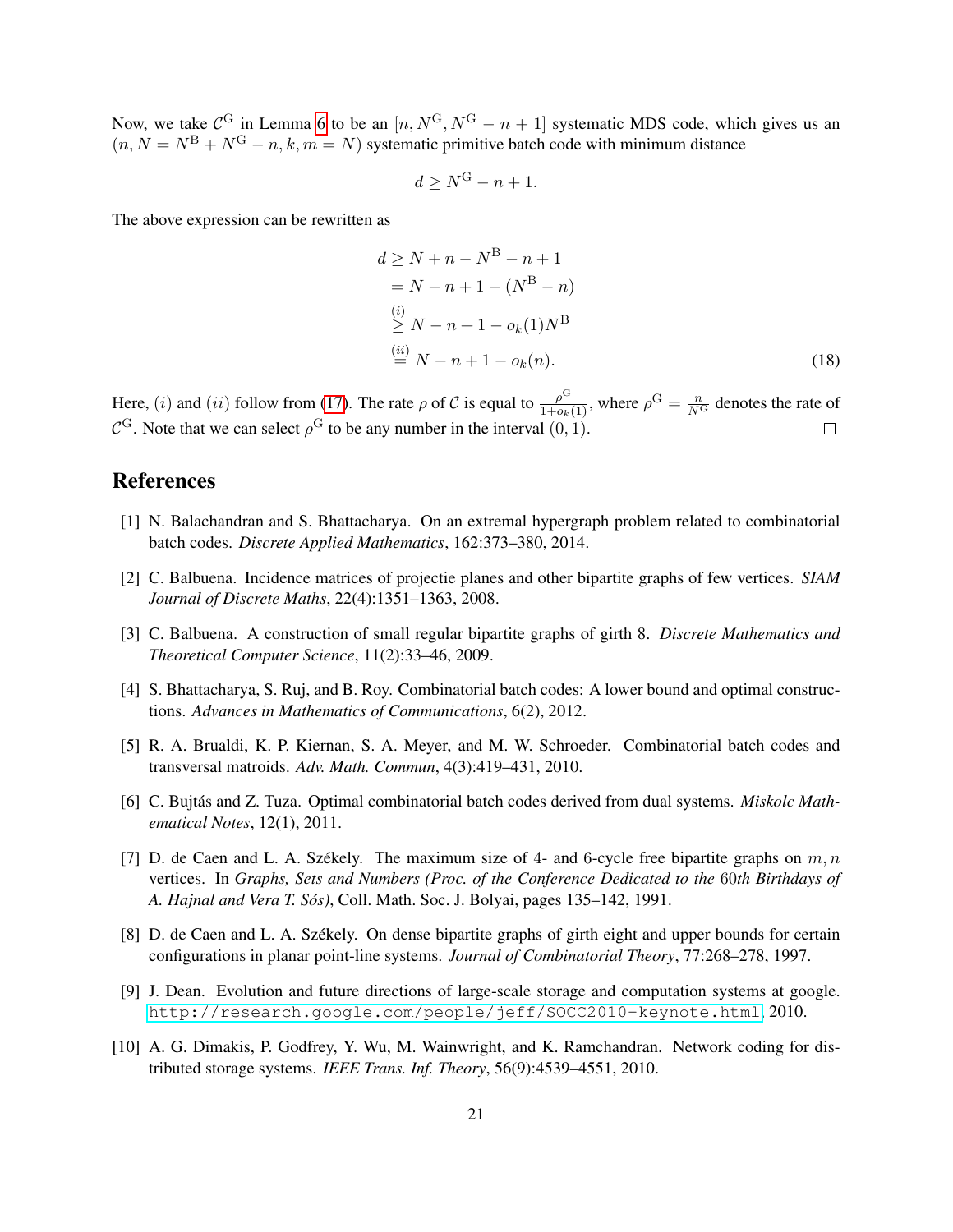Now, we take $\mathcal{C}^{\mathrm{G}}$ in Lemma 6 to be an $[n, N^{\mathrm{G}}, N^{\mathrm{G}} - n + 1]$ systematic MDS code, which gives us an $(n, N = N^{\mathrm{B}} + N^{\mathrm{G}} - n, k, m = N)$ systematic primitive batch code with minimum distance

$$d \geq N^{\mathrm{G}} - n + 1.$$

The above expression can be rewritten as

$$\begin{aligned}
d &\geq N + n - N^{\mathrm{B}} - n + 1 \\
&= N - n + 1 - (N^{\mathrm{B}} - n) \\
&\overset{(i)}{\geq} N - n + 1 - o_k(1) N^{\mathrm{B}} \\
&\overset{(ii)}{=} N - n + 1 - o_k(n).
\end{aligned} \tag{18}$$

Here, $(i)$ and $(ii)$ follow from (17). The rate $\rho$ of $\mathcal{C}$ is equal to $\frac{\rho^{\mathrm{G}}}{1+o_k(1)}$, where $\rho^{\mathrm{G}} = \frac{n}{N^{\mathrm{G}}}$ denotes the rate of $\mathcal{C}^{\mathrm{G}}$. Note that we can select $\rho^{\mathrm{G}}$ to be any number in the interval $(0, 1)$. $\square$

## References

[1] N. Balachandran and S. Bhattacharya. On an extremal hypergraph problem related to combinatorial batch codes. *Discrete Applied Mathematics*, 162:373–380, 2014.

[2] C. Balbuena. Incidence matrices of projectie planes and other bipartite graphs of few vertices. *SIAM Journal of Discrete Maths*, 22(4):1351–1363, 2008.

[3] C. Balbuena. A construction of small regular bipartite graphs of girth 8. *Discrete Mathematics and Theoretical Computer Science*, 11(2):33–46, 2009.

[4] S. Bhattacharya, S. Ruj, and B. Roy. Combinatorial batch codes: A lower bound and optimal constructions. *Advances in Mathematics of Communications*, 6(2), 2012.

[5] R. A. Brualdi, K. P. Kiernan, S. A. Meyer, and M. W. Schroeder. Combinatorial batch codes and transversal matroids. *Adv. Math. Commun*, 4(3):419–431, 2010.

[6] C. Bujtás and Z. Tuza. Optimal combinatorial batch codes derived from dual systems. *Miskolc Mathematical Notes*, 12(1), 2011.

[7] D. de Caen and L. A. Székely. The maximum size of 4- and 6-cycle free bipartite graphs on $m, n$ vertices. In *Graphs, Sets and Numbers (Proc. of the Conference Dedicated to the 60th Birthdays of A. Hajnal and Vera T. Sós)*, Coll. Math. Soc. J. Bolyai, pages 135–142, 1991.

[8] D. de Caen and L. A. Székely. On dense bipartite graphs of girth eight and upper bounds for certain configurations in planar point-line systems. *Journal of Combinatorial Theory*, 77:268–278, 1997.

[9] J. Dean. Evolution and future directions of large-scale storage and computation systems at google. http://research.google.com/people/jeff/SOCC2010-keynote.html, 2010.

[10] A. G. Dimakis, P. Godfrey, Y. Wu, M. Wainwright, and K. Ramchandran. Network coding for distributed storage systems. *IEEE Trans. Inf. Theory*, 56(9):4539–4551, 2010.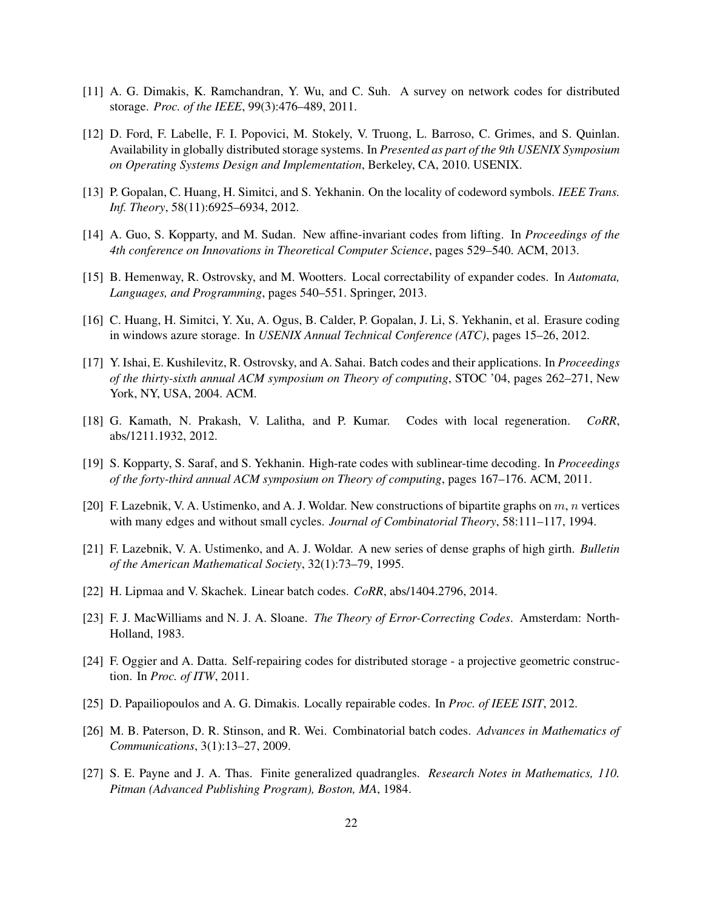[11] A. G. Dimakis, K. Ramchandran, Y. Wu, and C. Suh. A survey on network codes for distributed storage. *Proc. of the IEEE*, 99(3):476–489, 2011.

[12] D. Ford, F. Labelle, F. I. Popovici, M. Stokely, V. Truong, L. Barroso, C. Grimes, and S. Quinlan. Availability in globally distributed storage systems. In *Presented as part of the 9th USENIX Symposium on Operating Systems Design and Implementation*, Berkeley, CA, 2010. USENIX.

[13] P. Gopalan, C. Huang, H. Simitci, and S. Yekhanin. On the locality of codeword symbols. *IEEE Trans. Inf. Theory*, 58(11):6925–6934, 2012.

[14] A. Guo, S. Kopparty, and M. Sudan. New affine-invariant codes from lifting. In *Proceedings of the 4th conference on Innovations in Theoretical Computer Science*, pages 529–540. ACM, 2013.

[15] B. Hemenway, R. Ostrovsky, and M. Wootters. Local correctability of expander codes. In *Automata, Languages, and Programming*, pages 540–551. Springer, 2013.

[16] C. Huang, H. Simitci, Y. Xu, A. Ogus, B. Calder, P. Gopalan, J. Li, S. Yekhanin, et al. Erasure coding in windows azure storage. In *USENIX Annual Technical Conference (ATC)*, pages 15–26, 2012.

[17] Y. Ishai, E. Kushilevitz, R. Ostrovsky, and A. Sahai. Batch codes and their applications. In *Proceedings of the thirty-sixth annual ACM symposium on Theory of computing*, STOC '04, pages 262–271, New York, NY, USA, 2004. ACM.

[18] G. Kamath, N. Prakash, V. Lalitha, and P. Kumar. Codes with local regeneration. *CoRR*, abs/1211.1932, 2012.

[19] S. Kopparty, S. Saraf, and S. Yekhanin. High-rate codes with sublinear-time decoding. In *Proceedings of the forty-third annual ACM symposium on Theory of computing*, pages 167–176. ACM, 2011.

[20] F. Lazebnik, V. A. Ustimenko, and A. J. Woldar. New constructions of bipartite graphs on $m, n$ vertices with many edges and without small cycles. *Journal of Combinatorial Theory*, 58:111–117, 1994.

[21] F. Lazebnik, V. A. Ustimenko, and A. J. Woldar. A new series of dense graphs of high girth. *Bulletin of the American Mathematical Society*, 32(1):73–79, 1995.

[22] H. Lipmaa and V. Skachek. Linear batch codes. *CoRR*, abs/1404.2796, 2014.

[23] F. J. MacWilliams and N. J. A. Sloane. *The Theory of Error-Correcting Codes*. Amsterdam: North-Holland, 1983.

[24] F. Oggier and A. Datta. Self-repairing codes for distributed storage - a projective geometric construction. In *Proc. of ITW*, 2011.

[25] D. Papailiopoulos and A. G. Dimakis. Locally repairable codes. In *Proc. of IEEE ISIT*, 2012.

[26] M. B. Paterson, D. R. Stinson, and R. Wei. Combinatorial batch codes. *Advances in Mathematics of Communications*, 3(1):13–27, 2009.

[27] S. E. Payne and J. A. Thas. Finite generalized quadrangles. *Research Notes in Mathematics, 110. Pitman (Advanced Publishing Program), Boston, MA*, 1984.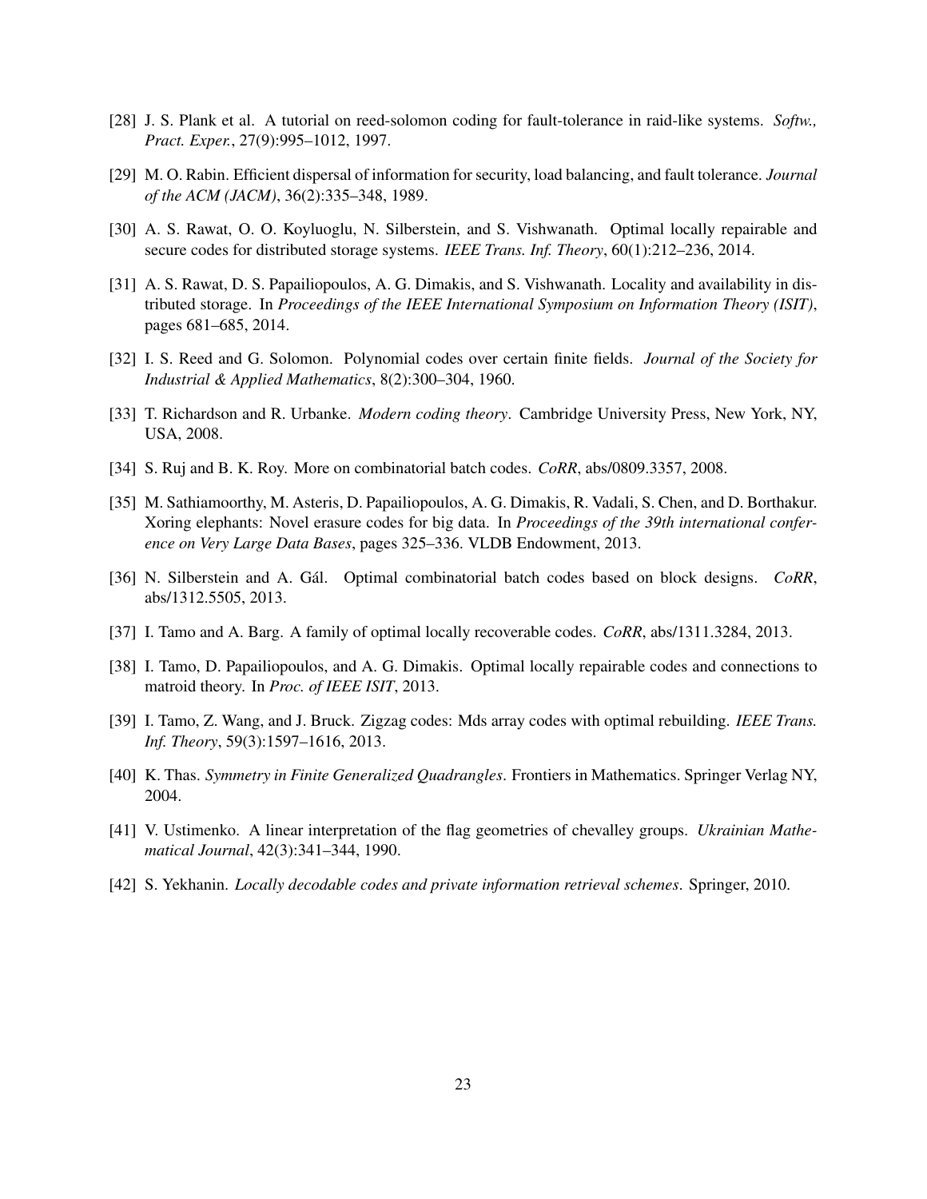[28] J. S. Plank et al. A tutorial on reed-solomon coding for fault-tolerance in raid-like systems. *Softw., Pract. Exper.*, 27(9):995–1012, 1997.

[29] M. O. Rabin. Efficient dispersal of information for security, load balancing, and fault tolerance. *Journal of the ACM (JACM)*, 36(2):335–348, 1989.

[30] A. S. Rawat, O. O. Koyluoglu, N. Silberstein, and S. Vishwanath. Optimal locally repairable and secure codes for distributed storage systems. *IEEE Trans. Inf. Theory*, 60(1):212–236, 2014.

[31] A. S. Rawat, D. S. Papailiopoulos, A. G. Dimakis, and S. Vishwanath. Locality and availability in distributed storage. In *Proceedings of the IEEE International Symposium on Information Theory (ISIT)*, pages 681–685, 2014.

[32] I. S. Reed and G. Solomon. Polynomial codes over certain finite fields. *Journal of the Society for Industrial & Applied Mathematics*, 8(2):300–304, 1960.

[33] T. Richardson and R. Urbanke. *Modern coding theory*. Cambridge University Press, New York, NY, USA, 2008.

[34] S. Ruj and B. K. Roy. More on combinatorial batch codes. *CoRR*, abs/0809.3357, 2008.

[35] M. Sathiamoorthy, M. Asteris, D. Papailiopoulos, A. G. Dimakis, R. Vadali, S. Chen, and D. Borthakur. Xoring elephants: Novel erasure codes for big data. In *Proceedings of the 39th international conference on Very Large Data Bases*, pages 325–336. VLDB Endowment, 2013.

[36] N. Silberstein and A. Gál. Optimal combinatorial batch codes based on block designs. *CoRR*, abs/1312.5505, 2013.

[37] I. Tamo and A. Barg. A family of optimal locally recoverable codes. *CoRR*, abs/1311.3284, 2013.

[38] I. Tamo, D. Papailiopoulos, and A. G. Dimakis. Optimal locally repairable codes and connections to matroid theory. In *Proc. of IEEE ISIT*, 2013.

[39] I. Tamo, Z. Wang, and J. Bruck. Zigzag codes: Mds array codes with optimal rebuilding. *IEEE Trans. Inf. Theory*, 59(3):1597–1616, 2013.

[40] K. Thas. *Symmetry in Finite Generalized Quadrangles*. Frontiers in Mathematics. Springer Verlag NY, 2004.

[41] V. Ustimenko. A linear interpretation of the flag geometries of chevalley groups. *Ukrainian Mathematical Journal*, 42(3):341–344, 1990.

[42] S. Yekhanin. *Locally decodable codes and private information retrieval schemes*. Springer, 2010.